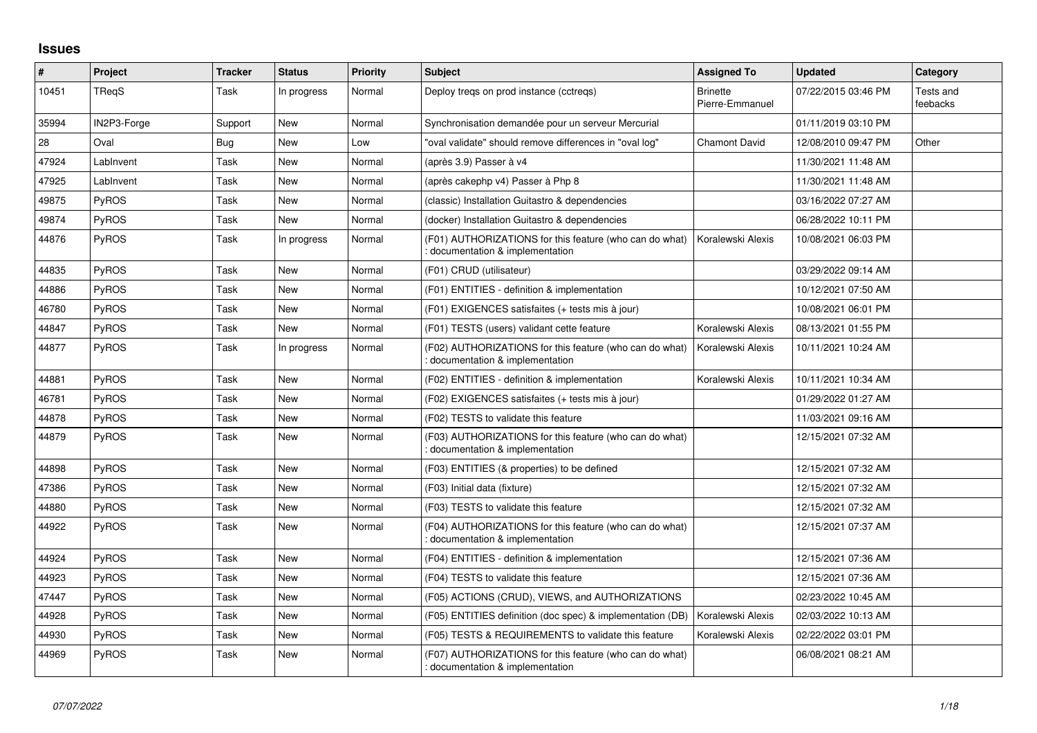## Issues

| # | Project | Tracker | Status | Priority | Subject | Assigned To | Updated | Category |
|---|---|---|---|---|---|---|---|---|
| 10451 | TReqS | Task | In progress | Normal | Deploy treqs on prod instance (cctreqs) | Brinette Pierre-Emmanuel | 07/22/2015 03:46 PM | Tests and feebacks |
| 35994 | IN2P3-Forge | Support | New | Normal | Synchronisation demandée pour un serveur Mercurial | | 01/11/2019 03:10 PM | |
| 28 | Oval | Bug | New | Low | "oval validate" should remove differences in "oval log" | Chamont David | 12/08/2010 09:47 PM | Other |
| 47924 | LabInvent | Task | New | Normal | (après 3.9) Passer à v4 | | 11/30/2021 11:48 AM | |
| 47925 | LabInvent | Task | New | Normal | (après cakephp v4) Passer à Php 8 | | 11/30/2021 11:48 AM | |
| 49875 | PyROS | Task | New | Normal | (classic) Installation Guitastro & dependencies | | 03/16/2022 07:27 AM | |
| 49874 | PyROS | Task | New | Normal | (docker) Installation Guitastro & dependencies | | 06/28/2022 10:11 PM | |
| 44876 | PyROS | Task | In progress | Normal | (F01) AUTHORIZATIONS for this feature (who can do what) : documentation & implementation | Koralewski Alexis | 10/08/2021 06:03 PM | |
| 44835 | PyROS | Task | New | Normal | (F01) CRUD (utilisateur) | | 03/29/2022 09:14 AM | |
| 44886 | PyROS | Task | New | Normal | (F01) ENTITIES - definition & implementation | | 10/12/2021 07:50 AM | |
| 46780 | PyROS | Task | New | Normal | (F01) EXIGENCES satisfaites (+ tests mis à jour) | | 10/08/2021 06:01 PM | |
| 44847 | PyROS | Task | New | Normal | (F01) TESTS (users) validant cette feature | Koralewski Alexis | 08/13/2021 01:55 PM | |
| 44877 | PyROS | Task | In progress | Normal | (F02) AUTHORIZATIONS for this feature (who can do what) : documentation & implementation | Koralewski Alexis | 10/11/2021 10:24 AM | |
| 44881 | PyROS | Task | New | Normal | (F02) ENTITIES - definition & implementation | Koralewski Alexis | 10/11/2021 10:34 AM | |
| 46781 | PyROS | Task | New | Normal | (F02) EXIGENCES satisfaites (+ tests mis à jour) | | 01/29/2022 01:27 AM | |
| 44878 | PyROS | Task | New | Normal | (F02) TESTS to validate this feature | | 11/03/2021 09:16 AM | |
| 44879 | PyROS | Task | New | Normal | (F03) AUTHORIZATIONS for this feature (who can do what) : documentation & implementation | | 12/15/2021 07:32 AM | |
| 44898 | PyROS | Task | New | Normal | (F03) ENTITIES (& properties) to be defined | | 12/15/2021 07:32 AM | |
| 47386 | PyROS | Task | New | Normal | (F03) Initial data (fixture) | | 12/15/2021 07:32 AM | |
| 44880 | PyROS | Task | New | Normal | (F03) TESTS to validate this feature | | 12/15/2021 07:32 AM | |
| 44922 | PyROS | Task | New | Normal | (F04) AUTHORIZATIONS for this feature (who can do what) : documentation & implementation | | 12/15/2021 07:37 AM | |
| 44924 | PyROS | Task | New | Normal | (F04) ENTITIES - definition & implementation | | 12/15/2021 07:36 AM | |
| 44923 | PyROS | Task | New | Normal | (F04) TESTS to validate this feature | | 12/15/2021 07:36 AM | |
| 47447 | PyROS | Task | New | Normal | (F05) ACTIONS (CRUD), VIEWS, and AUTHORIZATIONS | | 02/23/2022 10:45 AM | |
| 44928 | PyROS | Task | New | Normal | (F05) ENTITIES definition (doc spec) & implementation (DB) | Koralewski Alexis | 02/03/2022 10:13 AM | |
| 44930 | PyROS | Task | New | Normal | (F05) TESTS & REQUIREMENTS to validate this feature | Koralewski Alexis | 02/22/2022 03:01 PM | |
| 44969 | PyROS | Task | New | Normal | (F07) AUTHORIZATIONS for this feature (who can do what) : documentation & implementation | | 06/08/2021 08:21 AM | |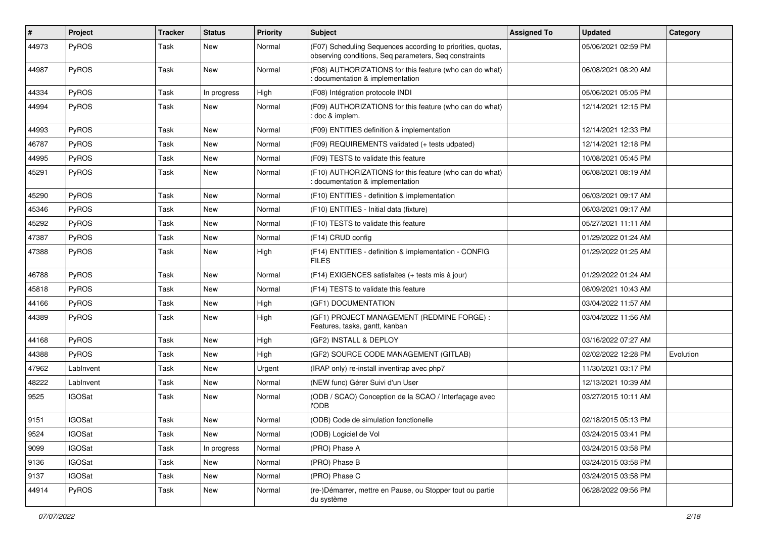| # | Project | Tracker | Status | Priority | Subject | Assigned To | Updated | Category |
|---|---|---|---|---|---|---|---|---|
| 44973 | PyROS | Task | New | Normal | (F07) Scheduling Sequences according to priorities, quotas, observing conditions, Seq parameters, Seq constraints | | 05/06/2021 02:59 PM | |
| 44987 | PyROS | Task | New | Normal | (F08) AUTHORIZATIONS for this feature (who can do what) : documentation & implementation | | 06/08/2021 08:20 AM | |
| 44334 | PyROS | Task | In progress | High | (F08) Intégration protocole INDI | | 05/06/2021 05:05 PM | |
| 44994 | PyROS | Task | New | Normal | (F09) AUTHORIZATIONS for this feature (who can do what) : doc & implem. | | 12/14/2021 12:15 PM | |
| 44993 | PyROS | Task | New | Normal | (F09) ENTITIES definition & implementation | | 12/14/2021 12:33 PM | |
| 46787 | PyROS | Task | New | Normal | (F09) REQUIREMENTS validated (+ tests udpated) | | 12/14/2021 12:18 PM | |
| 44995 | PyROS | Task | New | Normal | (F09) TESTS to validate this feature | | 10/08/2021 05:45 PM | |
| 45291 | PyROS | Task | New | Normal | (F10) AUTHORIZATIONS for this feature (who can do what) : documentation & implementation | | 06/08/2021 08:19 AM | |
| 45290 | PyROS | Task | New | Normal | (F10) ENTITIES - definition & implementation | | 06/03/2021 09:17 AM | |
| 45346 | PyROS | Task | New | Normal | (F10) ENTITIES - Initial data (fixture) | | 06/03/2021 09:17 AM | |
| 45292 | PyROS | Task | New | Normal | (F10) TESTS to validate this feature | | 05/27/2021 11:11 AM | |
| 47387 | PyROS | Task | New | Normal | (F14) CRUD config | | 01/29/2022 01:24 AM | |
| 47388 | PyROS | Task | New | High | (F14) ENTITIES - definition & implementation - CONFIG FILES | | 01/29/2022 01:25 AM | |
| 46788 | PyROS | Task | New | Normal | (F14) EXIGENCES satisfaites (+ tests mis à jour) | | 01/29/2022 01:24 AM | |
| 45818 | PyROS | Task | New | Normal | (F14) TESTS to validate this feature | | 08/09/2021 10:43 AM | |
| 44166 | PyROS | Task | New | High | (GF1) DOCUMENTATION | | 03/04/2022 11:57 AM | |
| 44389 | PyROS | Task | New | High | (GF1) PROJECT MANAGEMENT (REDMINE FORGE) : Features, tasks, gantt, kanban | | 03/04/2022 11:56 AM | |
| 44168 | PyROS | Task | New | High | (GF2) INSTALL & DEPLOY | | 03/16/2022 07:27 AM | |
| 44388 | PyROS | Task | New | High | (GF2) SOURCE CODE MANAGEMENT (GITLAB) | | 02/02/2022 12:28 PM | Evolution |
| 47962 | LabInvent | Task | New | Urgent | (IRAP only) re-install inventirap avec php7 | | 11/30/2021 03:17 PM | |
| 48222 | LabInvent | Task | New | Normal | (NEW func) Gérer Suivi d'un User | | 12/13/2021 10:39 AM | |
| 9525 | IGOSat | Task | New | Normal | (ODB / SCAO) Conception de la SCAO / Interfaçage avec l'ODB | | 03/27/2015 10:11 AM | |
| 9151 | IGOSat | Task | New | Normal | (ODB) Code de simulation fonctionelle | | 02/18/2015 05:13 PM | |
| 9524 | IGOSat | Task | New | Normal | (ODB) Logiciel de Vol | | 03/24/2015 03:41 PM | |
| 9099 | IGOSat | Task | In progress | Normal | (PRO) Phase A | | 03/24/2015 03:58 PM | |
| 9136 | IGOSat | Task | New | Normal | (PRO) Phase B | | 03/24/2015 03:58 PM | |
| 9137 | IGOSat | Task | New | Normal | (PRO) Phase C | | 03/24/2015 03:58 PM | |
| 44914 | PyROS | Task | New | Normal | (re-)Démarrer, mettre en Pause, ou Stopper tout ou partie du système | | 06/28/2022 09:56 PM | |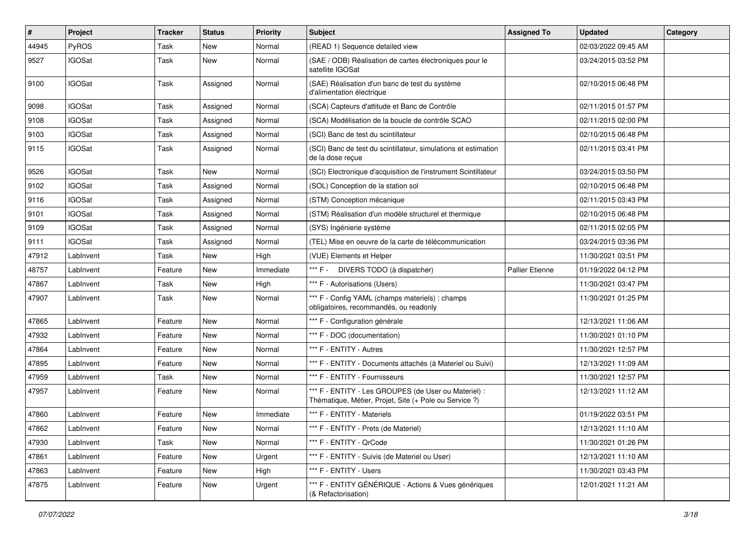| # | Project | Tracker | Status | Priority | Subject | Assigned To | Updated | Category |
|---|---|---|---|---|---|---|---|---|
| 44945 | PyROS | Task | New | Normal | (READ 1) Sequence detailed view | | 02/03/2022 09:45 AM | |
| 9527 | IGOSat | Task | New | Normal | (SAE / ODB) Réalisation de cartes électroniques pour le satellite IGOSat | | 03/24/2015 03:52 PM | |
| 9100 | IGOSat | Task | Assigned | Normal | (SAE) Réalisation d'un banc de test du système d'alimentation électrique | | 02/10/2015 06:48 PM | |
| 9098 | IGOSat | Task | Assigned | Normal | (SCA) Capteurs d'attitude et Banc de Contrôle | | 02/11/2015 01:57 PM | |
| 9108 | IGOSat | Task | Assigned | Normal | (SCA) Modélisation de la boucle de contrôle SCAO | | 02/11/2015 02:00 PM | |
| 9103 | IGOSat | Task | Assigned | Normal | (SCI) Banc de test du scintillateur | | 02/10/2015 06:48 PM | |
| 9115 | IGOSat | Task | Assigned | Normal | (SCI) Banc de test du scintillateur, simulations et estimation de la dose reçue | | 02/11/2015 03:41 PM | |
| 9526 | IGOSat | Task | New | Normal | (SCI) Electronique d'acquisition de l'instrument Scintillateur | | 03/24/2015 03:50 PM | |
| 9102 | IGOSat | Task | Assigned | Normal | (SOL) Conception de la station sol | | 02/10/2015 06:48 PM | |
| 9116 | IGOSat | Task | Assigned | Normal | (STM) Conception mécanique | | 02/11/2015 03:43 PM | |
| 9101 | IGOSat | Task | Assigned | Normal | (STM) Réalisation d'un modèle structurel et thermique | | 02/10/2015 06:48 PM | |
| 9109 | IGOSat | Task | Assigned | Normal | (SYS) Ingénierie système | | 02/11/2015 02:05 PM | |
| 9111 | IGOSat | Task | Assigned | Normal | (TEL) Mise en oeuvre de la carte de télécommunication | | 03/24/2015 03:36 PM | |
| 47912 | LabInvent | Task | New | High | (VUE) Elements et Helper | | 11/30/2021 03:51 PM | |
| 48757 | LabInvent | Feature | New | Immediate | *** F - DIVERS TODO (à dispatcher) | Pallier Etienne | 01/19/2022 04:12 PM | |
| 47867 | LabInvent | Task | New | High | *** F - Autorisations (Users) | | 11/30/2021 03:47 PM | |
| 47907 | LabInvent | Task | New | Normal | *** F - Config YAML (champs materiels) : champs obligatoires, recommandés, ou readonly | | 11/30/2021 01:25 PM | |
| 47865 | LabInvent | Feature | New | Normal | *** F - Configuration générale | | 12/13/2021 11:06 AM | |
| 47932 | LabInvent | Feature | New | Normal | *** F - DOC (documentation) | | 11/30/2021 01:10 PM | |
| 47864 | LabInvent | Feature | New | Normal | *** F - ENTITY - Autres | | 11/30/2021 12:57 PM | |
| 47895 | LabInvent | Feature | New | Normal | *** F - ENTITY - Documents attachés (à Materiel ou Suivi) | | 12/13/2021 11:09 AM | |
| 47959 | LabInvent | Task | New | Normal | *** F - ENTITY - Fournisseurs | | 11/30/2021 12:57 PM | |
| 47957 | LabInvent | Feature | New | Normal | *** F - ENTITY - Les GROUPES (de User ou Materiel) : Thématique, Métier, Projet, Site (+ Pole ou Service ?) | | 12/13/2021 11:12 AM | |
| 47860 | LabInvent | Feature | New | Immediate | *** F - ENTITY - Materiels | | 01/19/2022 03:51 PM | |
| 47862 | LabInvent | Feature | New | Normal | *** F - ENTITY - Prets (de Materiel) | | 12/13/2021 11:10 AM | |
| 47930 | LabInvent | Task | New | Normal | *** F - ENTITY - QrCode | | 11/30/2021 01:26 PM | |
| 47861 | LabInvent | Feature | New | Urgent | *** F - ENTITY - Suivis (de Materiel ou User) | | 12/13/2021 11:10 AM | |
| 47863 | LabInvent | Feature | New | High | *** F - ENTITY - Users | | 11/30/2021 03:43 PM | |
| 47875 | LabInvent | Feature | New | Urgent | *** F - ENTITY GÉNÉRIQUE - Actions & Vues génériques (& Refactorisation) | | 12/01/2021 11:21 AM | |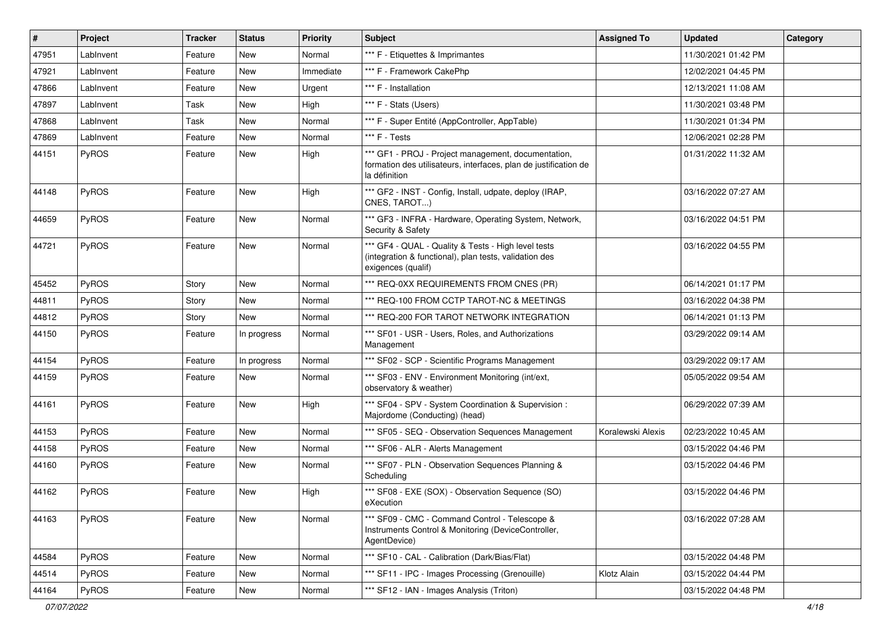| # | Project | Tracker | Status | Priority | Subject | Assigned To | Updated | Category |
|---|---|---|---|---|---|---|---|---|
| 47951 | LabInvent | Feature | New | Normal | *** F - Etiquettes & Imprimantes | | 11/30/2021 01:42 PM | |
| 47921 | LabInvent | Feature | New | Immediate | *** F - Framework CakePhp | | 12/02/2021 04:45 PM | |
| 47866 | LabInvent | Feature | New | Urgent | *** F - Installation | | 12/13/2021 11:08 AM | |
| 47897 | LabInvent | Task | New | High | *** F - Stats (Users) | | 11/30/2021 03:48 PM | |
| 47868 | LabInvent | Task | New | Normal | *** F - Super Entité (AppController, AppTable) | | 11/30/2021 01:34 PM | |
| 47869 | LabInvent | Feature | New | Normal | *** F - Tests | | 12/06/2021 02:28 PM | |
| 44151 | PyROS | Feature | New | High | *** GF1 - PROJ - Project management, documentation, formation des utilisateurs, interfaces, plan de justification de la définition | | 01/31/2022 11:32 AM | |
| 44148 | PyROS | Feature | New | High | *** GF2 - INST - Config, Install, udpate, deploy (IRAP, CNES, TAROT...) | | 03/16/2022 07:27 AM | |
| 44659 | PyROS | Feature | New | Normal | *** GF3 - INFRA - Hardware, Operating System, Network, Security & Safety | | 03/16/2022 04:51 PM | |
| 44721 | PyROS | Feature | New | Normal | *** GF4 - QUAL - Quality & Tests - High level tests (integration & functional), plan tests, validation des exigences (qualif) | | 03/16/2022 04:55 PM | |
| 45452 | PyROS | Story | New | Normal | *** REQ-0XX REQUIREMENTS FROM CNES (PR) | | 06/14/2021 01:17 PM | |
| 44811 | PyROS | Story | New | Normal | *** REQ-100 FROM CCTP TAROT-NC & MEETINGS | | 03/16/2022 04:38 PM | |
| 44812 | PyROS | Story | New | Normal | *** REQ-200 FOR TAROT NETWORK INTEGRATION | | 06/14/2021 01:13 PM | |
| 44150 | PyROS | Feature | In progress | Normal | *** SF01 - USR - Users, Roles, and Authorizations Management | | 03/29/2022 09:14 AM | |
| 44154 | PyROS | Feature | In progress | Normal | *** SF02 - SCP - Scientific Programs Management | | 03/29/2022 09:17 AM | |
| 44159 | PyROS | Feature | New | Normal | *** SF03 - ENV - Environment Monitoring (int/ext, observatory & weather) | | 05/05/2022 09:54 AM | |
| 44161 | PyROS | Feature | New | High | *** SF04 - SPV - System Coordination & Supervision : Majordome (Conducting) (head) | | 06/29/2022 07:39 AM | |
| 44153 | PyROS | Feature | New | Normal | *** SF05 - SEQ - Observation Sequences Management | Koralewski Alexis | 02/23/2022 10:45 AM | |
| 44158 | PyROS | Feature | New | Normal | *** SF06 - ALR - Alerts Management | | 03/15/2022 04:46 PM | |
| 44160 | PyROS | Feature | New | Normal | *** SF07 - PLN - Observation Sequences Planning & Scheduling | | 03/15/2022 04:46 PM | |
| 44162 | PyROS | Feature | New | High | *** SF08 - EXE (SOX) - Observation Sequence (SO) eXecution | | 03/15/2022 04:46 PM | |
| 44163 | PyROS | Feature | New | Normal | *** SF09 - CMC - Command Control - Telescope & Instruments Control & Monitoring (DeviceController, AgentDevice) | | 03/16/2022 07:28 AM | |
| 44584 | PyROS | Feature | New | Normal | *** SF10 - CAL - Calibration (Dark/Bias/Flat) | | 03/15/2022 04:48 PM | |
| 44514 | PyROS | Feature | New | Normal | *** SF11 - IPC - Images Processing (Grenouille) | Klotz Alain | 03/15/2022 04:44 PM | |
| 44164 | PyROS | Feature | New | Normal | *** SF12 - IAN - Images Analysis (Triton) | | 03/15/2022 04:48 PM | |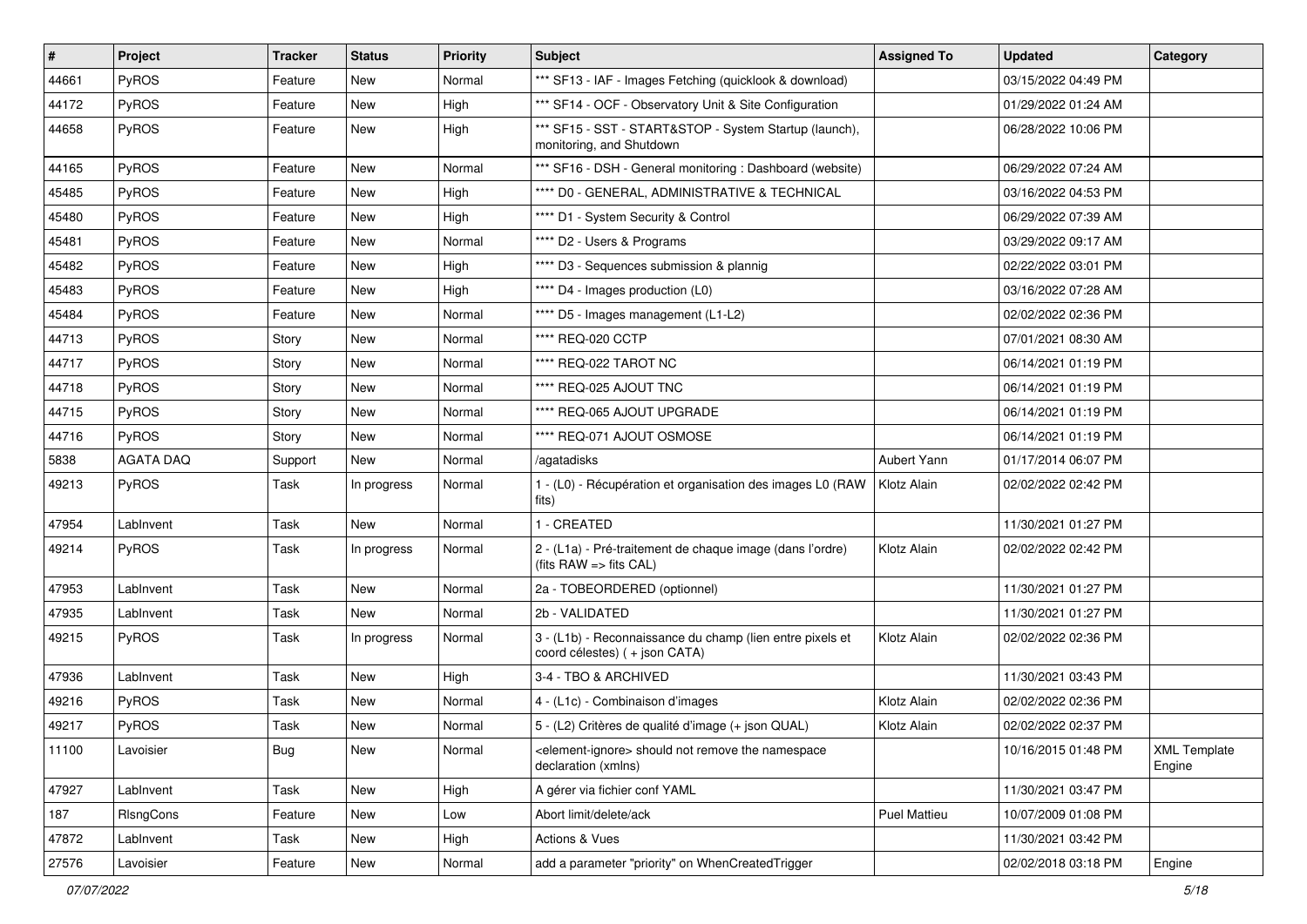| # | Project | Tracker | Status | Priority | Subject | Assigned To | Updated | Category |
|---|---|---|---|---|---|---|---|---|
| 44661 | PyROS | Feature | New | Normal | *** SF13 - IAF - Images Fetching (quicklook & download) | | 03/15/2022 04:49 PM | |
| 44172 | PyROS | Feature | New | High | *** SF14 - OCF - Observatory Unit & Site Configuration | | 01/29/2022 01:24 AM | |
| 44658 | PyROS | Feature | New | High | *** SF15 - SST - START&STOP - System Startup (launch), monitoring, and Shutdown | | 06/28/2022 10:06 PM | |
| 44165 | PyROS | Feature | New | Normal | *** SF16 - DSH - General monitoring : Dashboard (website) | | 06/29/2022 07:24 AM | |
| 45485 | PyROS | Feature | New | High | **** D0 - GENERAL, ADMINISTRATIVE & TECHNICAL | | 03/16/2022 04:53 PM | |
| 45480 | PyROS | Feature | New | High | **** D1 - System Security & Control | | 06/29/2022 07:39 AM | |
| 45481 | PyROS | Feature | New | Normal | **** D2 - Users & Programs | | 03/29/2022 09:17 AM | |
| 45482 | PyROS | Feature | New | High | **** D3 - Sequences submission & plannig | | 02/22/2022 03:01 PM | |
| 45483 | PyROS | Feature | New | High | **** D4 - Images production (L0) | | 03/16/2022 07:28 AM | |
| 45484 | PyROS | Feature | New | Normal | **** D5 - Images management (L1-L2) | | 02/02/2022 02:36 PM | |
| 44713 | PyROS | Story | New | Normal | **** REQ-020 CCTP | | 07/01/2021 08:30 AM | |
| 44717 | PyROS | Story | New | Normal | **** REQ-022 TAROT NC | | 06/14/2021 01:19 PM | |
| 44718 | PyROS | Story | New | Normal | **** REQ-025 AJOUT TNC | | 06/14/2021 01:19 PM | |
| 44715 | PyROS | Story | New | Normal | **** REQ-065 AJOUT UPGRADE | | 06/14/2021 01:19 PM | |
| 44716 | PyROS | Story | New | Normal | **** REQ-071 AJOUT OSMOSE | | 06/14/2021 01:19 PM | |
| 5838 | AGATA DAQ | Support | New | Normal | /agatadisks | Aubert Yann | 01/17/2014 06:07 PM | |
| 49213 | PyROS | Task | In progress | Normal | 1 - (L0) - Récupération et organisation des images L0 (RAW fits) | Klotz Alain | 02/02/2022 02:42 PM | |
| 47954 | LabInvent | Task | New | Normal | 1 - CREATED | | 11/30/2021 01:27 PM | |
| 49214 | PyROS | Task | In progress | Normal | 2 - (L1a) - Pré-traitement de chaque image (dans l'ordre) (fits RAW => fits CAL) | Klotz Alain | 02/02/2022 02:42 PM | |
| 47953 | LabInvent | Task | New | Normal | 2a - TOBEORDERED (optionnel) | | 11/30/2021 01:27 PM | |
| 47935 | LabInvent | Task | New | Normal | 2b - VALIDATED | | 11/30/2021 01:27 PM | |
| 49215 | PyROS | Task | In progress | Normal | 3 - (L1b) - Reconnaissance du champ (lien entre pixels et coord célestes) ( + json CATA) | Klotz Alain | 02/02/2022 02:36 PM | |
| 47936 | LabInvent | Task | New | High | 3-4 - TBO & ARCHIVED | | 11/30/2021 03:43 PM | |
| 49216 | PyROS | Task | New | Normal | 4 - (L1c) - Combinaison d'images | Klotz Alain | 02/02/2022 02:36 PM | |
| 49217 | PyROS | Task | New | Normal | 5 - (L2) Critères de qualité d'image (+ json QUAL) | Klotz Alain | 02/02/2022 02:37 PM | |
| 11100 | Lavoisier | Bug | New | Normal | <element-ignore> should not remove the namespace declaration (xmlns) | | 10/16/2015 01:48 PM | XML Template Engine |
| 47927 | LabInvent | Task | New | High | A gérer via fichier conf YAML | | 11/30/2021 03:47 PM | |
| 187 | RlsngCons | Feature | New | Low | Abort limit/delete/ack | Puel Mattieu | 10/07/2009 01:08 PM | |
| 47872 | LabInvent | Task | New | High | Actions & Vues | | 11/30/2021 03:42 PM | |
| 27576 | Lavoisier | Feature | New | Normal | add a parameter "priority" on WhenCreatedTrigger | | 02/02/2018 03:18 PM | Engine |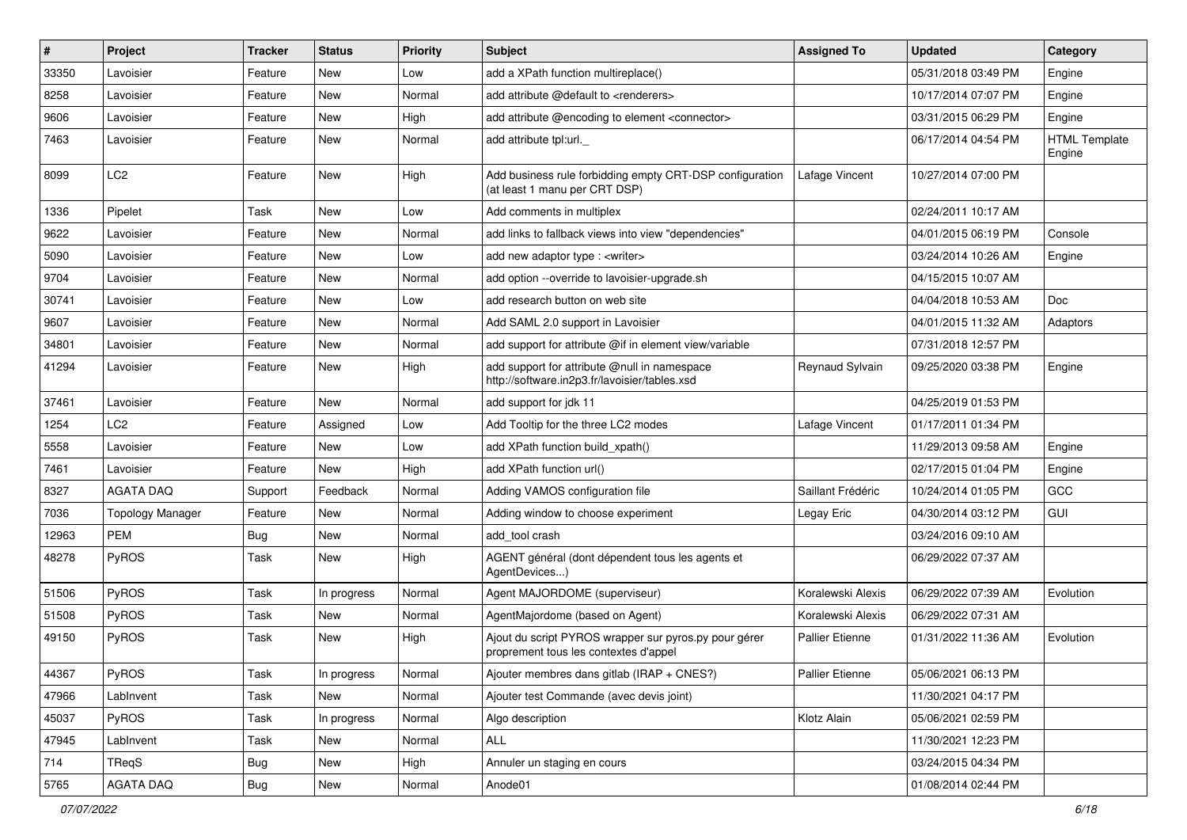| # | Project | Tracker | Status | Priority | Subject | Assigned To | Updated | Category |
|---|---|---|---|---|---|---|---|---|
| 33350 | Lavoisier | Feature | New | Low | add a XPath function multireplace() | | 05/31/2018 03:49 PM | Engine |
| 8258 | Lavoisier | Feature | New | Normal | add attribute @default to <renderers> | | 10/17/2014 07:07 PM | Engine |
| 9606 | Lavoisier | Feature | New | High | add attribute @encoding to element <connector> | | 03/31/2015 06:29 PM | Engine |
| 7463 | Lavoisier | Feature | New | Normal | add attribute tpl:url._ | | 06/17/2014 04:54 PM | HTML Template Engine |
| 8099 | LC2 | Feature | New | High | Add business rule forbidding empty CRT-DSP configuration (at least 1 manu per CRT DSP) | Lafage Vincent | 10/27/2014 07:00 PM | |
| 1336 | Pipelet | Task | New | Low | Add comments in multiplex | | 02/24/2011 10:17 AM | |
| 9622 | Lavoisier | Feature | New | Normal | add links to fallback views into view "dependencies" | | 04/01/2015 06:19 PM | Console |
| 5090 | Lavoisier | Feature | New | Low | add new adaptor type : <writer> | | 03/24/2014 10:26 AM | Engine |
| 9704 | Lavoisier | Feature | New | Normal | add option --override to lavoisier-upgrade.sh | | 04/15/2015 10:07 AM | |
| 30741 | Lavoisier | Feature | New | Low | add research button on web site | | 04/04/2018 10:53 AM | Doc |
| 9607 | Lavoisier | Feature | New | Normal | Add SAML 2.0 support in Lavoisier | | 04/01/2015 11:32 AM | Adaptors |
| 34801 | Lavoisier | Feature | New | Normal | add support for attribute @if in element view/variable | | 07/31/2018 12:57 PM | |
| 41294 | Lavoisier | Feature | New | High | add support for attribute @null in namespace http://software.in2p3.fr/lavoisier/tables.xsd | Reynaud Sylvain | 09/25/2020 03:38 PM | Engine |
| 37461 | Lavoisier | Feature | New | Normal | add support for jdk 11 | | 04/25/2019 01:53 PM | |
| 1254 | LC2 | Feature | Assigned | Low | Add Tooltip for the three LC2 modes | Lafage Vincent | 01/17/2011 01:34 PM | |
| 5558 | Lavoisier | Feature | New | Low | add XPath function build_xpath() | | 11/29/2013 09:58 AM | Engine |
| 7461 | Lavoisier | Feature | New | High | add XPath function url() | | 02/17/2015 01:04 PM | Engine |
| 8327 | AGATA DAQ | Support | Feedback | Normal | Adding VAMOS configuration file | Saillant Frédéric | 10/24/2014 01:05 PM | GCC |
| 7036 | Topology Manager | Feature | New | Normal | Adding window to choose experiment | Legay Eric | 04/30/2014 03:12 PM | GUI |
| 12963 | PEM | Bug | New | Normal | add_tool crash | | 03/24/2016 09:10 AM | |
| 48278 | PyROS | Task | New | High | AGENT général (dont dépendent tous les agents et AgentDevices...) | | 06/29/2022 07:37 AM | |
| 51506 | PyROS | Task | In progress | Normal | Agent MAJORDOME (superviseur) | Koralewski Alexis | 06/29/2022 07:39 AM | Evolution |
| 51508 | PyROS | Task | New | Normal | AgentMajordome (based on Agent) | Koralewski Alexis | 06/29/2022 07:31 AM | |
| 49150 | PyROS | Task | New | High | Ajout du script PYROS wrapper sur pyros.py pour gérer proprement tous les contextes d'appel | Pallier Etienne | 01/31/2022 11:36 AM | Evolution |
| 44367 | PyROS | Task | In progress | Normal | Ajouter membres dans gitlab (IRAP + CNES?) | Pallier Etienne | 05/06/2021 06:13 PM | |
| 47966 | LabInvent | Task | New | Normal | Ajouter test Commande (avec devis joint) | | 11/30/2021 04:17 PM | |
| 45037 | PyROS | Task | In progress | Normal | Algo description | Klotz Alain | 05/06/2021 02:59 PM | |
| 47945 | LabInvent | Task | New | Normal | ALL | | 11/30/2021 12:23 PM | |
| 714 | TReqS | Bug | New | High | Annuler un staging en cours | | 03/24/2015 04:34 PM | |
| 5765 | AGATA DAQ | Bug | New | Normal | Anode01 | | 01/08/2014 02:44 PM | |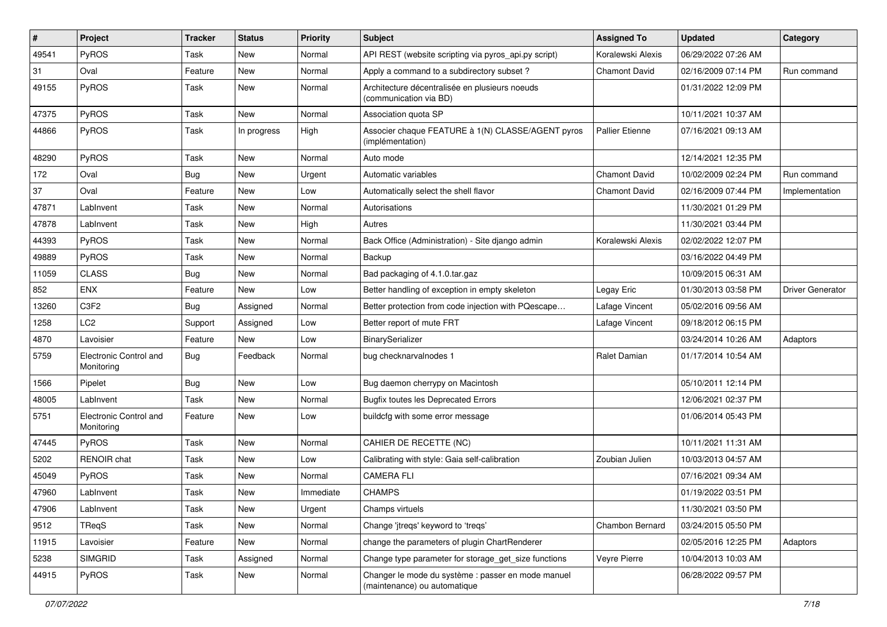| # | Project | Tracker | Status | Priority | Subject | Assigned To | Updated | Category |
|---|---|---|---|---|---|---|---|---|
| 49541 | PyROS | Task | New | Normal | API REST (website scripting via pyros_api.py script) | Koralewski Alexis | 06/29/2022 07:26 AM | |
| 31 | Oval | Feature | New | Normal | Apply a command to a subdirectory subset ? | Chamont David | 02/16/2009 07:14 PM | Run command |
| 49155 | PyROS | Task | New | Normal | Architecture décentralisée en plusieurs noeuds (communication via BD) | | 01/31/2022 12:09 PM | |
| 47375 | PyROS | Task | New | Normal | Association quota SP | | 10/11/2021 10:37 AM | |
| 44866 | PyROS | Task | In progress | High | Associer chaque FEATURE à 1(N) CLASSE/AGENT pyros (implémentation) | Pallier Etienne | 07/16/2021 09:13 AM | |
| 48290 | PyROS | Task | New | Normal | Auto mode | | 12/14/2021 12:35 PM | |
| 172 | Oval | Bug | New | Urgent | Automatic variables | Chamont David | 10/02/2009 02:24 PM | Run command |
| 37 | Oval | Feature | New | Low | Automatically select the shell flavor | Chamont David | 02/16/2009 07:44 PM | Implementation |
| 47871 | LabInvent | Task | New | Normal | Autorisations | | 11/30/2021 01:29 PM | |
| 47878 | LabInvent | Task | New | High | Autres | | 11/30/2021 03:44 PM | |
| 44393 | PyROS | Task | New | Normal | Back Office (Administration) - Site django admin | Koralewski Alexis | 02/02/2022 12:07 PM | |
| 49889 | PyROS | Task | New | Normal | Backup | | 03/16/2022 04:49 PM | |
| 11059 | CLASS | Bug | New | Normal | Bad packaging of 4.1.0.tar.gaz | | 10/09/2015 06:31 AM | |
| 852 | ENX | Feature | New | Low | Better handling of exception in empty skeleton | Legay Eric | 01/30/2013 03:58 PM | Driver Generator |
| 13260 | C3F2 | Bug | Assigned | Normal | Better protection from code injection with PQescape… | Lafage Vincent | 05/02/2016 09:56 AM | |
| 1258 | LC2 | Support | Assigned | Low | Better report of mute FRT | Lafage Vincent | 09/18/2012 06:15 PM | |
| 4870 | Lavoisier | Feature | New | Low | BinarySerializer | | 03/24/2014 10:26 AM | Adaptors |
| 5759 | Electronic Control and Monitoring | Bug | Feedback | Normal | bug checknarvalnodes 1 | Ralet Damian | 01/17/2014 10:54 AM | |
| 1566 | Pipelet | Bug | New | Low | Bug daemon cherrypy on Macintosh | | 05/10/2011 12:14 PM | |
| 48005 | LabInvent | Task | New | Normal | Bugfix toutes les Deprecated Errors | | 12/06/2021 02:37 PM | |
| 5751 | Electronic Control and Monitoring | Feature | New | Low | buildcfg with some error message | | 01/06/2014 05:43 PM | |
| 47445 | PyROS | Task | New | Normal | CAHIER DE RECETTE (NC) | | 10/11/2021 11:31 AM | |
| 5202 | RENOIR chat | Task | New | Low | Calibrating with style: Gaia self-calibration | Zoubian Julien | 10/03/2013 04:57 AM | |
| 45049 | PyROS | Task | New | Normal | CAMERA FLI | | 07/16/2021 09:34 AM | |
| 47960 | LabInvent | Task | New | Immediate | CHAMPS | | 01/19/2022 03:51 PM | |
| 47906 | LabInvent | Task | New | Urgent | Champs virtuels | | 11/30/2021 03:50 PM | |
| 9512 | TReqS | Task | New | Normal | Change 'jtreqs' keyword to 'treqs' | Chambon Bernard | 03/24/2015 05:50 PM | |
| 11915 | Lavoisier | Feature | New | Normal | change the parameters of plugin ChartRenderer | | 02/05/2016 12:25 PM | Adaptors |
| 5238 | SIMGRID | Task | Assigned | Normal | Change type parameter for storage_get_size functions | Veyre Pierre | 10/04/2013 10:03 AM | |
| 44915 | PyROS | Task | New | Normal | Changer le mode du système : passer en mode manuel (maintenance) ou automatique | | 06/28/2022 09:57 PM | |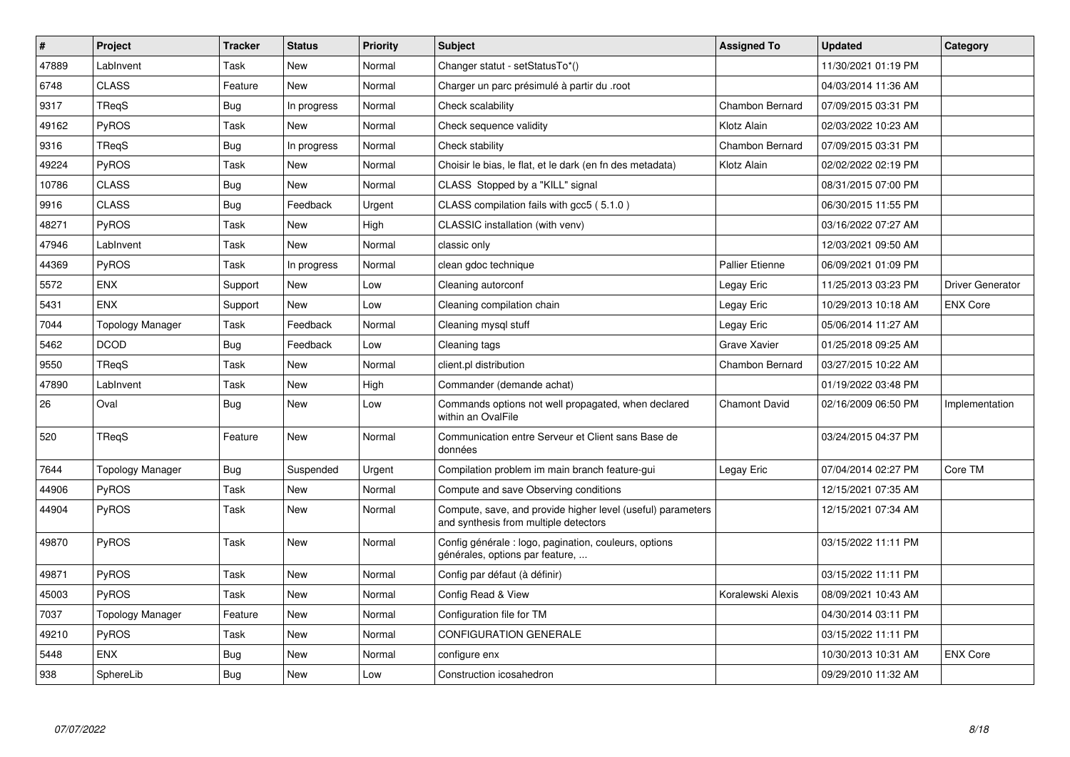| # | Project | Tracker | Status | Priority | Subject | Assigned To | Updated | Category |
|---|---|---|---|---|---|---|---|---|
| 47889 | LabInvent | Task | New | Normal | Changer statut - setStatusTo*() | | 11/30/2021 01:19 PM | |
| 6748 | CLASS | Feature | New | Normal | Charger un parc présimulé à partir du .root | | 04/03/2014 11:36 AM | |
| 9317 | TReqS | Bug | In progress | Normal | Check scalability | Chambon Bernard | 07/09/2015 03:31 PM | |
| 49162 | PyROS | Task | New | Normal | Check sequence validity | Klotz Alain | 02/03/2022 10:23 AM | |
| 9316 | TReqS | Bug | In progress | Normal | Check stability | Chambon Bernard | 07/09/2015 03:31 PM | |
| 49224 | PyROS | Task | New | Normal | Choisir le bias, le flat, et le dark (en fn des metadata) | Klotz Alain | 02/02/2022 02:19 PM | |
| 10786 | CLASS | Bug | New | Normal | CLASS Stopped by a "KILL" signal | | 08/31/2015 07:00 PM | |
| 9916 | CLASS | Bug | Feedback | Urgent | CLASS compilation fails with gcc5 ( 5.1.0 ) | | 06/30/2015 11:55 PM | |
| 48271 | PyROS | Task | New | High | CLASSIC installation (with venv) | | 03/16/2022 07:27 AM | |
| 47946 | LabInvent | Task | New | Normal | classic only | | 12/03/2021 09:50 AM | |
| 44369 | PyROS | Task | In progress | Normal | clean gdoc technique | Pallier Etienne | 06/09/2021 01:09 PM | |
| 5572 | ENX | Support | New | Low | Cleaning autorconf | Legay Eric | 11/25/2013 03:23 PM | Driver Generator |
| 5431 | ENX | Support | New | Low | Cleaning compilation chain | Legay Eric | 10/29/2013 10:18 AM | ENX Core |
| 7044 | Topology Manager | Task | Feedback | Normal | Cleaning mysql stuff | Legay Eric | 05/06/2014 11:27 AM | |
| 5462 | DCOD | Bug | Feedback | Low | Cleaning tags | Grave Xavier | 01/25/2018 09:25 AM | |
| 9550 | TReqS | Task | New | Normal | client.pl distribution | Chambon Bernard | 03/27/2015 10:22 AM | |
| 47890 | LabInvent | Task | New | High | Commander (demande achat) | | 01/19/2022 03:48 PM | |
| 26 | Oval | Bug | New | Low | Commands options not well propagated, when declared within an OvalFile | Chamont David | 02/16/2009 06:50 PM | Implementation |
| 520 | TReqS | Feature | New | Normal | Communication entre Serveur et Client sans Base de données | | 03/24/2015 04:37 PM | |
| 7644 | Topology Manager | Bug | Suspended | Urgent | Compilation problem im main branch feature-gui | Legay Eric | 07/04/2014 02:27 PM | Core TM |
| 44906 | PyROS | Task | New | Normal | Compute and save Observing conditions | | 12/15/2021 07:35 AM | |
| 44904 | PyROS | Task | New | Normal | Compute, save, and provide higher level (useful) parameters and synthesis from multiple detectors | | 12/15/2021 07:34 AM | |
| 49870 | PyROS | Task | New | Normal | Config générale : logo, pagination, couleurs, options générales, options par feature, ... | | 03/15/2022 11:11 PM | |
| 49871 | PyROS | Task | New | Normal | Config par défaut (à définir) | | 03/15/2022 11:11 PM | |
| 45003 | PyROS | Task | New | Normal | Config Read & View | Koralewski Alexis | 08/09/2021 10:43 AM | |
| 7037 | Topology Manager | Feature | New | Normal | Configuration file for TM | | 04/30/2014 03:11 PM | |
| 49210 | PyROS | Task | New | Normal | CONFIGURATION GENERALE | | 03/15/2022 11:11 PM | |
| 5448 | ENX | Bug | New | Normal | configure enx | | 10/30/2013 10:31 AM | ENX Core |
| 938 | SphereLib | Bug | New | Low | Construction icosahedron | | 09/29/2010 11:32 AM | |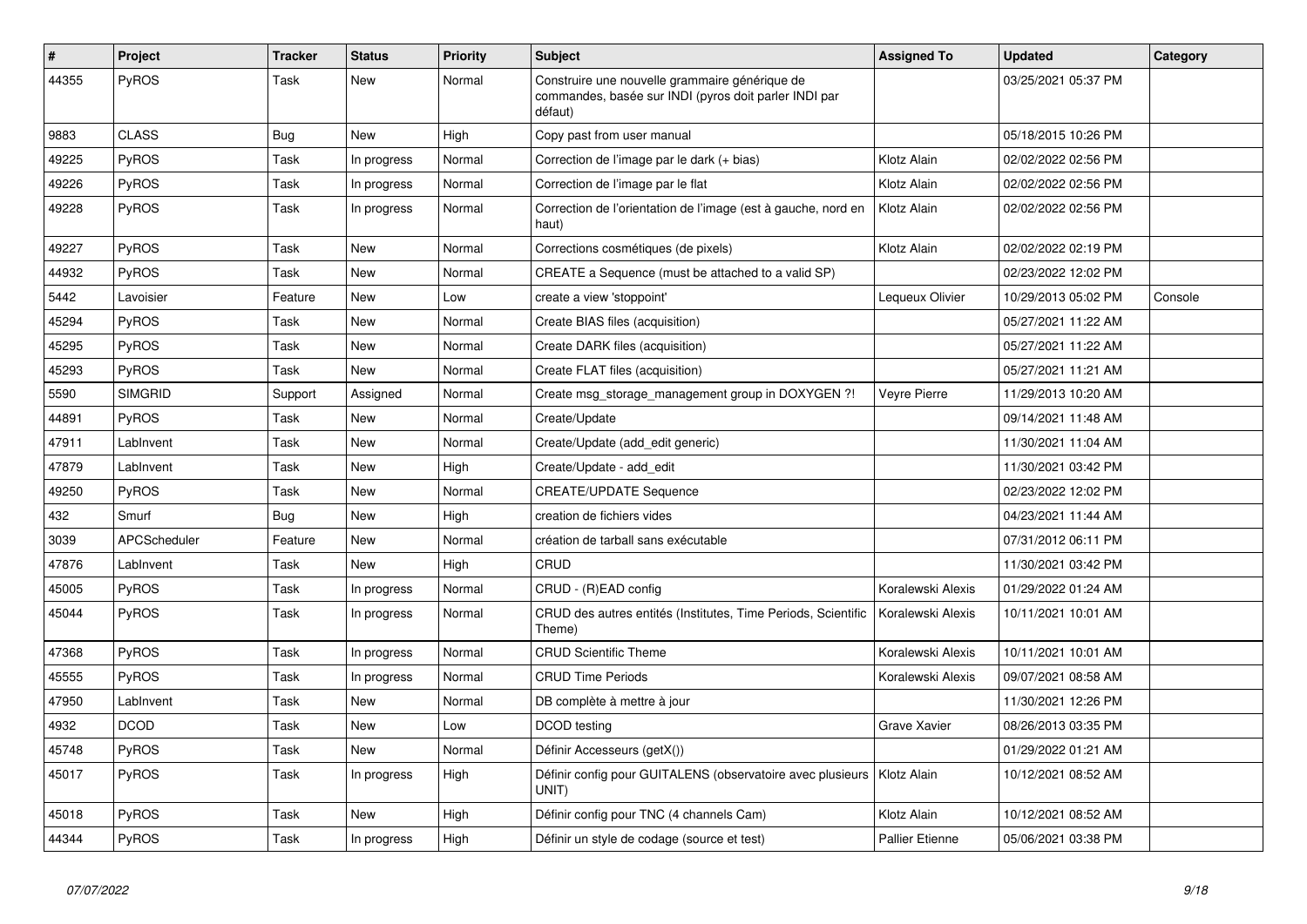| # | Project | Tracker | Status | Priority | Subject | Assigned To | Updated | Category |
|---|---|---|---|---|---|---|---|---|
| 44355 | PyROS | Task | New | Normal | Construire une nouvelle grammaire générique de commandes, basée sur INDI (pyros doit parler INDI par défaut) | | 03/25/2021 05:37 PM | |
| 9883 | CLASS | Bug | New | High | Copy past from user manual | | 05/18/2015 10:26 PM | |
| 49225 | PyROS | Task | In progress | Normal | Correction de l'image par le dark (+ bias) | Klotz Alain | 02/02/2022 02:56 PM | |
| 49226 | PyROS | Task | In progress | Normal | Correction de l'image par le flat | Klotz Alain | 02/02/2022 02:56 PM | |
| 49228 | PyROS | Task | In progress | Normal | Correction de l'orientation de l'image (est à gauche, nord en haut) | Klotz Alain | 02/02/2022 02:56 PM | |
| 49227 | PyROS | Task | New | Normal | Corrections cosmétiques (de pixels) | Klotz Alain | 02/02/2022 02:19 PM | |
| 44932 | PyROS | Task | New | Normal | CREATE a Sequence (must be attached to a valid SP) | | 02/23/2022 12:02 PM | |
| 5442 | Lavoisier | Feature | New | Low | create a view 'stoppoint' | Lequeux Olivier | 10/29/2013 05:02 PM | Console |
| 45294 | PyROS | Task | New | Normal | Create BIAS files (acquisition) | | 05/27/2021 11:22 AM | |
| 45295 | PyROS | Task | New | Normal | Create DARK files (acquisition) | | 05/27/2021 11:22 AM | |
| 45293 | PyROS | Task | New | Normal | Create FLAT files (acquisition) | | 05/27/2021 11:21 AM | |
| 5590 | SIMGRID | Support | Assigned | Normal | Create msg_storage_management group in DOXYGEN ?! | Veyre Pierre | 11/29/2013 10:20 AM | |
| 44891 | PyROS | Task | New | Normal | Create/Update | | 09/14/2021 11:48 AM | |
| 47911 | LabInvent | Task | New | Normal | Create/Update (add_edit generic) | | 11/30/2021 11:04 AM | |
| 47879 | LabInvent | Task | New | High | Create/Update - add_edit | | 11/30/2021 03:42 PM | |
| 49250 | PyROS | Task | New | Normal | CREATE/UPDATE Sequence | | 02/23/2022 12:02 PM | |
| 432 | Smurf | Bug | New | High | creation de fichiers vides | | 04/23/2021 11:44 AM | |
| 3039 | APCScheduler | Feature | New | Normal | création de tarball sans exécutable | | 07/31/2012 06:11 PM | |
| 47876 | LabInvent | Task | New | High | CRUD | | 11/30/2021 03:42 PM | |
| 45005 | PyROS | Task | In progress | Normal | CRUD - (R)EAD config | Koralewski Alexis | 01/29/2022 01:24 AM | |
| 45044 | PyROS | Task | In progress | Normal | CRUD des autres entités (Institutes, Time Periods, Scientific Theme) | Koralewski Alexis | 10/11/2021 10:01 AM | |
| 47368 | PyROS | Task | In progress | Normal | CRUD Scientific Theme | Koralewski Alexis | 10/11/2021 10:01 AM | |
| 45555 | PyROS | Task | In progress | Normal | CRUD Time Periods | Koralewski Alexis | 09/07/2021 08:58 AM | |
| 47950 | LabInvent | Task | New | Normal | DB complète à mettre à jour | | 11/30/2021 12:26 PM | |
| 4932 | DCOD | Task | New | Low | DCOD testing | Grave Xavier | 08/26/2013 03:35 PM | |
| 45748 | PyROS | Task | New | Normal | Définir Accesseurs (getX()) | | 01/29/2022 01:21 AM | |
| 45017 | PyROS | Task | In progress | High | Définir config pour GUITALENS (observatoire avec plusieurs UNIT) | Klotz Alain | 10/12/2021 08:52 AM | |
| 45018 | PyROS | Task | New | High | Définir config pour TNC (4 channels Cam) | Klotz Alain | 10/12/2021 08:52 AM | |
| 44344 | PyROS | Task | In progress | High | Définir un style de codage (source et test) | Pallier Etienne | 05/06/2021 03:38 PM | |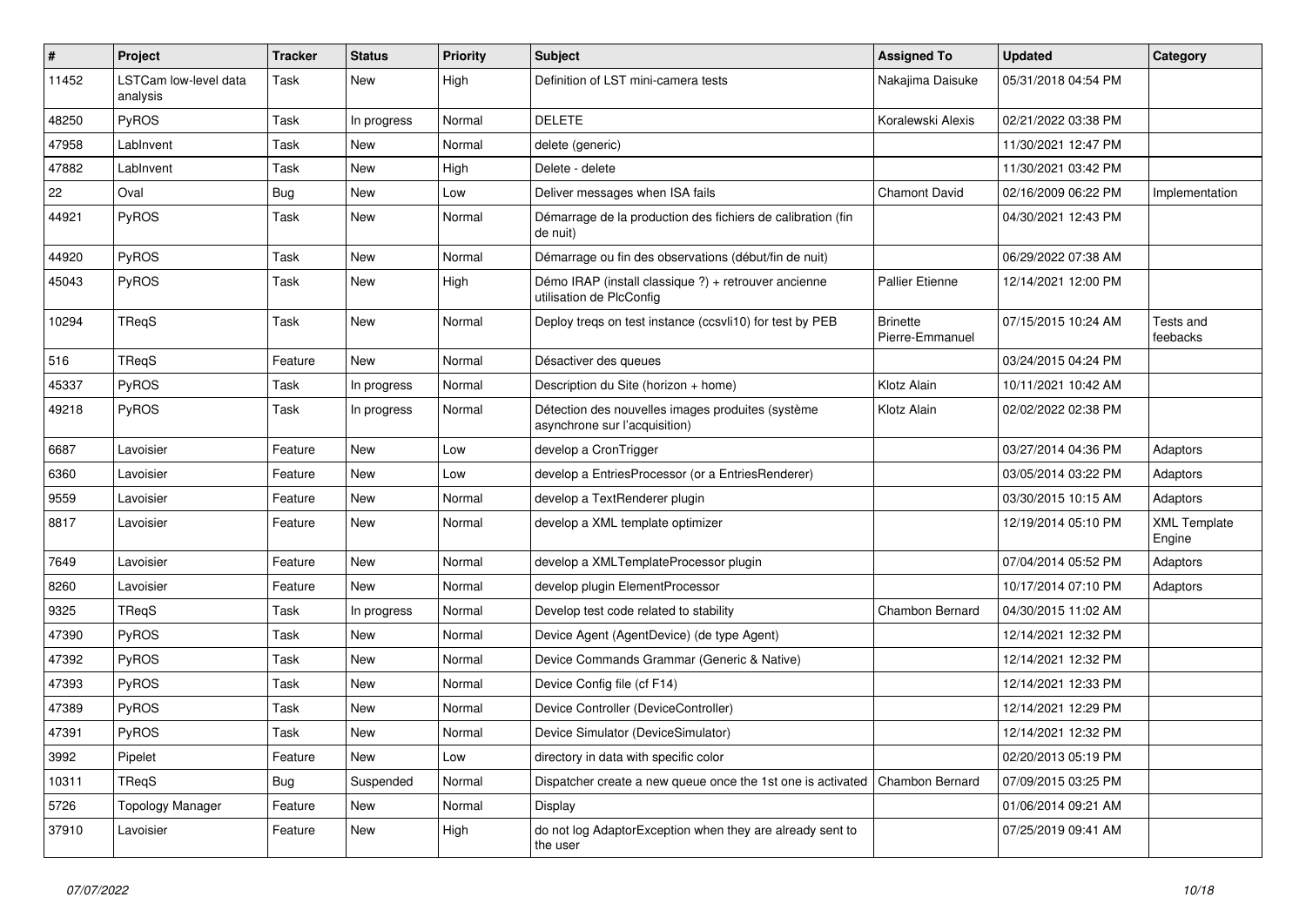| # | Project | Tracker | Status | Priority | Subject | Assigned To | Updated | Category |
|---|---|---|---|---|---|---|---|---|
| 11452 | LSTCam low-level data analysis | Task | New | High | Definition of LST mini-camera tests | Nakajima Daisuke | 05/31/2018 04:54 PM | |
| 48250 | PyROS | Task | In progress | Normal | DELETE | Koralewski Alexis | 02/21/2022 03:38 PM | |
| 47958 | LabInvent | Task | New | Normal | delete (generic) | | 11/30/2021 12:47 PM | |
| 47882 | LabInvent | Task | New | High | Delete - delete | | 11/30/2021 03:42 PM | |
| 22 | Oval | Bug | New | Low | Deliver messages when ISA fails | Chamont David | 02/16/2009 06:22 PM | Implementation |
| 44921 | PyROS | Task | New | Normal | Démarrage de la production des fichiers de calibration (fin de nuit) | | 04/30/2021 12:43 PM | |
| 44920 | PyROS | Task | New | Normal | Démarrage ou fin des observations (début/fin de nuit) | | 06/29/2022 07:38 AM | |
| 45043 | PyROS | Task | New | High | Démo IRAP (install classique ?) + retrouver ancienne utilisation de PlcConfig | Pallier Etienne | 12/14/2021 12:00 PM | |
| 10294 | TReqS | Task | New | Normal | Deploy treqs on test instance (ccsvli10) for test by PEB | Brinette Pierre-Emmanuel | 07/15/2015 10:24 AM | Tests and feebacks |
| 516 | TReqS | Feature | New | Normal | Désactiver des queues | | 03/24/2015 04:24 PM | |
| 45337 | PyROS | Task | In progress | Normal | Description du Site (horizon + home) | Klotz Alain | 10/11/2021 10:42 AM | |
| 49218 | PyROS | Task | In progress | Normal | Détection des nouvelles images produites (système asynchrone sur l'acquisition) | Klotz Alain | 02/02/2022 02:38 PM | |
| 6687 | Lavoisier | Feature | New | Low | develop a CronTrigger | | 03/27/2014 04:36 PM | Adaptors |
| 6360 | Lavoisier | Feature | New | Low | develop a EntriesProcessor (or a EntriesRenderer) | | 03/05/2014 03:22 PM | Adaptors |
| 9559 | Lavoisier | Feature | New | Normal | develop a TextRenderer plugin | | 03/30/2015 10:15 AM | Adaptors |
| 8817 | Lavoisier | Feature | New | Normal | develop a XML template optimizer | | 12/19/2014 05:10 PM | XML Template Engine |
| 7649 | Lavoisier | Feature | New | Normal | develop a XMLTemplateProcessor plugin | | 07/04/2014 05:52 PM | Adaptors |
| 8260 | Lavoisier | Feature | New | Normal | develop plugin ElementProcessor | | 10/17/2014 07:10 PM | Adaptors |
| 9325 | TReqS | Task | In progress | Normal | Develop test code related to stability | Chambon Bernard | 04/30/2015 11:02 AM | |
| 47390 | PyROS | Task | New | Normal | Device Agent (AgentDevice) (de type Agent) | | 12/14/2021 12:32 PM | |
| 47392 | PyROS | Task | New | Normal | Device Commands Grammar (Generic & Native) | | 12/14/2021 12:32 PM | |
| 47393 | PyROS | Task | New | Normal | Device Config file (cf F14) | | 12/14/2021 12:33 PM | |
| 47389 | PyROS | Task | New | Normal | Device Controller (DeviceController) | | 12/14/2021 12:29 PM | |
| 47391 | PyROS | Task | New | Normal | Device Simulator (DeviceSimulator) | | 12/14/2021 12:32 PM | |
| 3992 | Pipelet | Feature | New | Low | directory in data with specific color | | 02/20/2013 05:19 PM | |
| 10311 | TReqS | Bug | Suspended | Normal | Dispatcher create a new queue once the 1st one is activated | Chambon Bernard | 07/09/2015 03:25 PM | |
| 5726 | Topology Manager | Feature | New | Normal | Display | | 01/06/2014 09:21 AM | |
| 37910 | Lavoisier | Feature | New | High | do not log AdaptorException when they are already sent to the user | | 07/25/2019 09:41 AM | |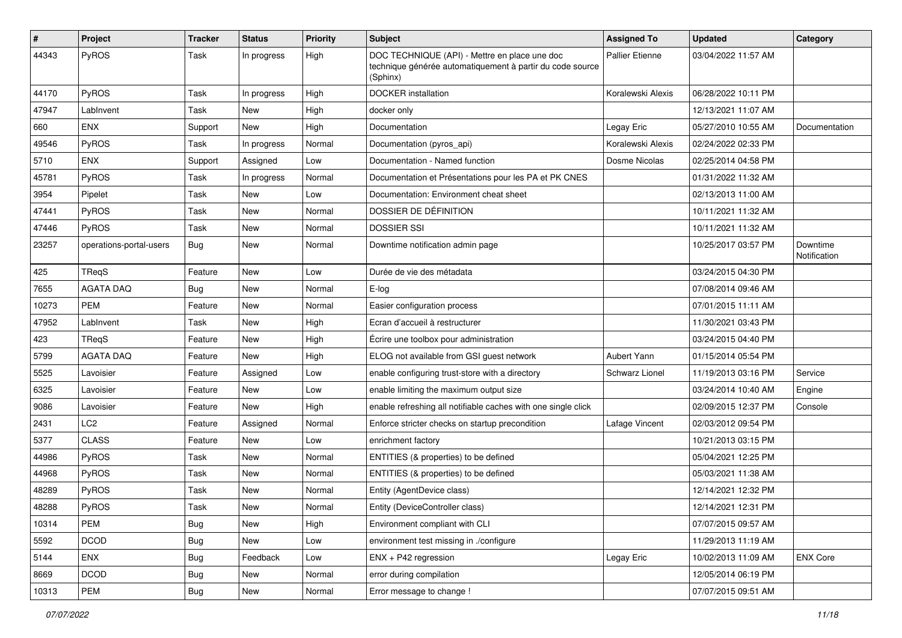| # | Project | Tracker | Status | Priority | Subject | Assigned To | Updated | Category |
|---|---|---|---|---|---|---|---|---|
| 44343 | PyROS | Task | In progress | High | DOC TECHNIQUE (API) - Mettre en place une doc technique générée automatiquement à partir du code source (Sphinx) | Pallier Etienne | 03/04/2022 11:57 AM | |
| 44170 | PyROS | Task | In progress | High | DOCKER installation | Koralewski Alexis | 06/28/2022 10:11 PM | |
| 47947 | LabInvent | Task | New | High | docker only | | 12/13/2021 11:07 AM | |
| 660 | ENX | Support | New | High | Documentation | Legay Eric | 05/27/2010 10:55 AM | Documentation |
| 49546 | PyROS | Task | In progress | Normal | Documentation (pyros_api) | Koralewski Alexis | 02/24/2022 02:33 PM | |
| 5710 | ENX | Support | Assigned | Low | Documentation - Named function | Dosme Nicolas | 02/25/2014 04:58 PM | |
| 45781 | PyROS | Task | In progress | Normal | Documentation et Présentations pour les PA et PK CNES | | 01/31/2022 11:32 AM | |
| 3954 | Pipelet | Task | New | Low | Documentation: Environment cheat sheet | | 02/13/2013 11:00 AM | |
| 47441 | PyROS | Task | New | Normal | DOSSIER DE DÉFINITION | | 10/11/2021 11:32 AM | |
| 47446 | PyROS | Task | New | Normal | DOSSIER SSI | | 10/11/2021 11:32 AM | |
| 23257 | operations-portal-users | Bug | New | Normal | Downtime notification admin page | | 10/25/2017 03:57 PM | Downtime Notification |
| 425 | TReqS | Feature | New | Low | Durée de vie des métadata | | 03/24/2015 04:30 PM | |
| 7655 | AGATA DAQ | Bug | New | Normal | E-log | | 07/08/2014 09:46 AM | |
| 10273 | PEM | Feature | New | Normal | Easier configuration process | | 07/01/2015 11:11 AM | |
| 47952 | LabInvent | Task | New | High | Ecran d'accueil à restructurer | | 11/30/2021 03:43 PM | |
| 423 | TReqS | Feature | New | High | Écrire une toolbox pour administration | | 03/24/2015 04:40 PM | |
| 5799 | AGATA DAQ | Feature | New | High | ELOG not available from GSI guest network | Aubert Yann | 01/15/2014 05:54 PM | |
| 5525 | Lavoisier | Feature | Assigned | Low | enable configuring trust-store with a directory | Schwarz Lionel | 11/19/2013 03:16 PM | Service |
| 6325 | Lavoisier | Feature | New | Low | enable limiting the maximum output size | | 03/24/2014 10:40 AM | Engine |
| 9086 | Lavoisier | Feature | New | High | enable refreshing all notifiable caches with one single click | | 02/09/2015 12:37 PM | Console |
| 2431 | LC2 | Feature | Assigned | Normal | Enforce stricter checks on startup precondition | Lafage Vincent | 02/03/2012 09:54 PM | |
| 5377 | CLASS | Feature | New | Low | enrichment factory | | 10/21/2013 03:15 PM | |
| 44986 | PyROS | Task | New | Normal | ENTITIES (& properties) to be defined | | 05/04/2021 12:25 PM | |
| 44968 | PyROS | Task | New | Normal | ENTITIES (& properties) to be defined | | 05/03/2021 11:38 AM | |
| 48289 | PyROS | Task | New | Normal | Entity (AgentDevice class) | | 12/14/2021 12:32 PM | |
| 48288 | PyROS | Task | New | Normal | Entity (DeviceController class) | | 12/14/2021 12:31 PM | |
| 10314 | PEM | Bug | New | High | Environment compliant with CLI | | 07/07/2015 09:57 AM | |
| 5592 | DCOD | Bug | New | Low | environment test missing in ./configure | | 11/29/2013 11:19 AM | |
| 5144 | ENX | Bug | Feedback | Low | ENX + P42 regression | Legay Eric | 10/02/2013 11:09 AM | ENX Core |
| 8669 | DCOD | Bug | New | Normal | error during compilation | | 12/05/2014 06:19 PM | |
| 10313 | PEM | Bug | New | Normal | Error message to change ! | | 07/07/2015 09:51 AM | |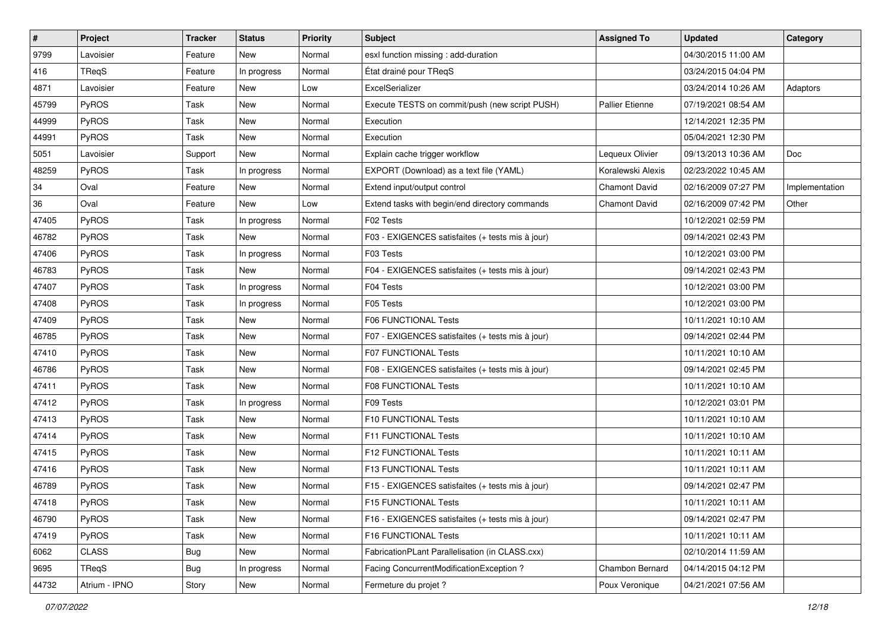| # | Project | Tracker | Status | Priority | Subject | Assigned To | Updated | Category |
|---|---|---|---|---|---|---|---|---|
| 9799 | Lavoisier | Feature | New | Normal | esxl function missing : add-duration | | 04/30/2015 11:00 AM | |
| 416 | TReqS | Feature | In progress | Normal | État drainé pour TReqS | | 03/24/2015 04:04 PM | |
| 4871 | Lavoisier | Feature | New | Low | ExcelSerializer | | 03/24/2014 10:26 AM | Adaptors |
| 45799 | PyROS | Task | New | Normal | Execute TESTS on commit/push (new script PUSH) | Pallier Etienne | 07/19/2021 08:54 AM | |
| 44999 | PyROS | Task | New | Normal | Execution | | 12/14/2021 12:35 PM | |
| 44991 | PyROS | Task | New | Normal | Execution | | 05/04/2021 12:30 PM | |
| 5051 | Lavoisier | Support | New | Normal | Explain cache trigger workflow | Lequeux Olivier | 09/13/2013 10:36 AM | Doc |
| 48259 | PyROS | Task | In progress | Normal | EXPORT (Download) as a text file (YAML) | Koralewski Alexis | 02/23/2022 10:45 AM | |
| 34 | Oval | Feature | New | Normal | Extend input/output control | Chamont David | 02/16/2009 07:27 PM | Implementation |
| 36 | Oval | Feature | New | Low | Extend tasks with begin/end directory commands | Chamont David | 02/16/2009 07:42 PM | Other |
| 47405 | PyROS | Task | In progress | Normal | F02 Tests | | 10/12/2021 02:59 PM | |
| 46782 | PyROS | Task | New | Normal | F03 - EXIGENCES satisfaites (+ tests mis à jour) | | 09/14/2021 02:43 PM | |
| 47406 | PyROS | Task | In progress | Normal | F03 Tests | | 10/12/2021 03:00 PM | |
| 46783 | PyROS | Task | New | Normal | F04 - EXIGENCES satisfaites (+ tests mis à jour) | | 09/14/2021 02:43 PM | |
| 47407 | PyROS | Task | In progress | Normal | F04 Tests | | 10/12/2021 03:00 PM | |
| 47408 | PyROS | Task | In progress | Normal | F05 Tests | | 10/12/2021 03:00 PM | |
| 47409 | PyROS | Task | New | Normal | F06 FUNCTIONAL Tests | | 10/11/2021 10:10 AM | |
| 46785 | PyROS | Task | New | Normal | F07 - EXIGENCES satisfaites (+ tests mis à jour) | | 09/14/2021 02:44 PM | |
| 47410 | PyROS | Task | New | Normal | F07 FUNCTIONAL Tests | | 10/11/2021 10:10 AM | |
| 46786 | PyROS | Task | New | Normal | F08 - EXIGENCES satisfaites (+ tests mis à jour) | | 09/14/2021 02:45 PM | |
| 47411 | PyROS | Task | New | Normal | F08 FUNCTIONAL Tests | | 10/11/2021 10:10 AM | |
| 47412 | PyROS | Task | In progress | Normal | F09 Tests | | 10/12/2021 03:01 PM | |
| 47413 | PyROS | Task | New | Normal | F10 FUNCTIONAL Tests | | 10/11/2021 10:10 AM | |
| 47414 | PyROS | Task | New | Normal | F11 FUNCTIONAL Tests | | 10/11/2021 10:10 AM | |
| 47415 | PyROS | Task | New | Normal | F12 FUNCTIONAL Tests | | 10/11/2021 10:11 AM | |
| 47416 | PyROS | Task | New | Normal | F13 FUNCTIONAL Tests | | 10/11/2021 10:11 AM | |
| 46789 | PyROS | Task | New | Normal | F15 - EXIGENCES satisfaites (+ tests mis à jour) | | 09/14/2021 02:47 PM | |
| 47418 | PyROS | Task | New | Normal | F15 FUNCTIONAL Tests | | 10/11/2021 10:11 AM | |
| 46790 | PyROS | Task | New | Normal | F16 - EXIGENCES satisfaites (+ tests mis à jour) | | 09/14/2021 02:47 PM | |
| 47419 | PyROS | Task | New | Normal | F16 FUNCTIONAL Tests | | 10/11/2021 10:11 AM | |
| 6062 | CLASS | Bug | New | Normal | FabricationPLant Parallelisation (in CLASS.cxx) | | 02/10/2014 11:59 AM | |
| 9695 | TReqS | Bug | In progress | Normal | Facing ConcurrentModificationException ? | Chambon Bernard | 04/14/2015 04:12 PM | |
| 44732 | Atrium - IPNO | Story | New | Normal | Fermeture du projet ? | Poux Veronique | 04/21/2021 07:56 AM | |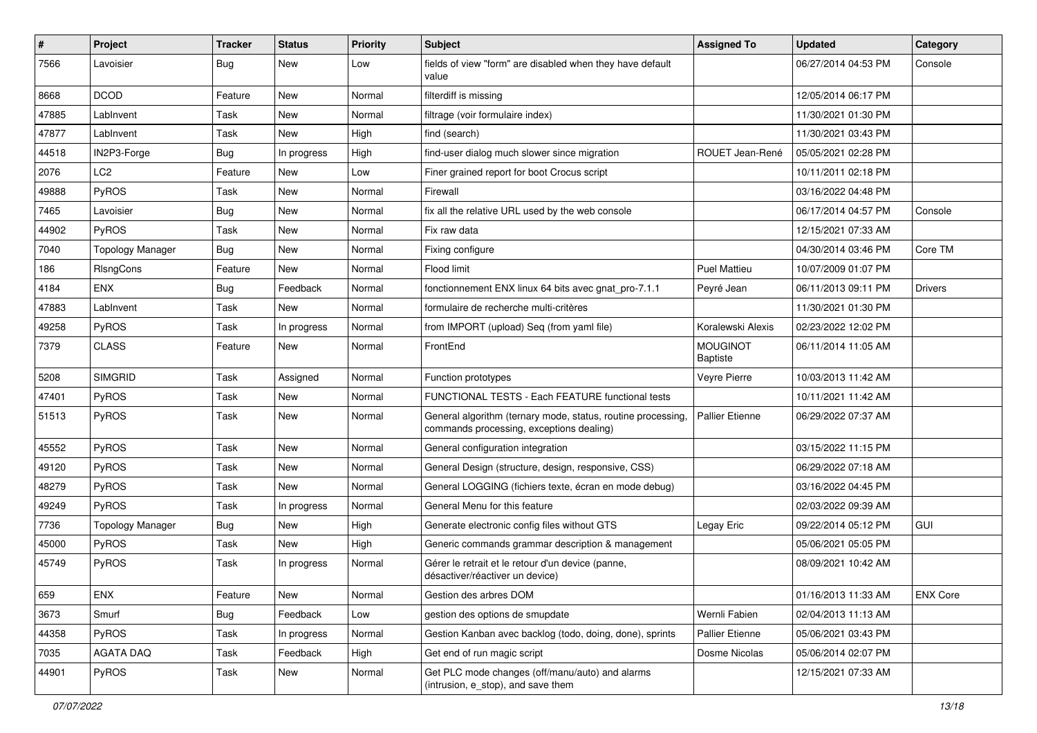| # | Project | Tracker | Status | Priority | Subject | Assigned To | Updated | Category |
|---|---|---|---|---|---|---|---|---|
| 7566 | Lavoisier | Bug | New | Low | fields of view "form" are disabled when they have default value | | 06/27/2014 04:53 PM | Console |
| 8668 | DCOD | Feature | New | Normal | filterdiff is missing | | 12/05/2014 06:17 PM | |
| 47885 | LabInvent | Task | New | Normal | filtrage (voir formulaire index) | | 11/30/2021 01:30 PM | |
| 47877 | LabInvent | Task | New | High | find (search) | | 11/30/2021 03:43 PM | |
| 44518 | IN2P3-Forge | Bug | In progress | High | find-user dialog much slower since migration | ROUET Jean-René | 05/05/2021 02:28 PM | |
| 2076 | LC2 | Feature | New | Low | Finer grained report for boot Crocus script | | 10/11/2011 02:18 PM | |
| 49888 | PyROS | Task | New | Normal | Firewall | | 03/16/2022 04:48 PM | |
| 7465 | Lavoisier | Bug | New | Normal | fix all the relative URL used by the web console | | 06/17/2014 04:57 PM | Console |
| 44902 | PyROS | Task | New | Normal | Fix raw data | | 12/15/2021 07:33 AM | |
| 7040 | Topology Manager | Bug | New | Normal | Fixing configure | | 04/30/2014 03:46 PM | Core TM |
| 186 | RlsngCons | Feature | New | Normal | Flood limit | Puel Mattieu | 10/07/2009 01:07 PM | |
| 4184 | ENX | Bug | Feedback | Normal | fonctionnement ENX linux 64 bits avec gnat_pro-7.1.1 | Peyré Jean | 06/11/2013 09:11 PM | Drivers |
| 47883 | LabInvent | Task | New | Normal | formulaire de recherche multi-critères | | 11/30/2021 01:30 PM | |
| 49258 | PyROS | Task | In progress | Normal | from IMPORT (upload) Seq (from yaml file) | Koralewski Alexis | 02/23/2022 12:02 PM | |
| 7379 | CLASS | Feature | New | Normal | FrontEnd | MOUGINOT Baptiste | 06/11/2014 11:05 AM | |
| 5208 | SIMGRID | Task | Assigned | Normal | Function prototypes | Veyre Pierre | 10/03/2013 11:42 AM | |
| 47401 | PyROS | Task | New | Normal | FUNCTIONAL TESTS - Each FEATURE functional tests | | 10/11/2021 11:42 AM | |
| 51513 | PyROS | Task | New | Normal | General algorithm (ternary mode, status, routine processing, commands processing, exceptions dealing) | Pallier Etienne | 06/29/2022 07:37 AM | |
| 45552 | PyROS | Task | New | Normal | General configuration integration | | 03/15/2022 11:15 PM | |
| 49120 | PyROS | Task | New | Normal | General Design (structure, design, responsive, CSS) | | 06/29/2022 07:18 AM | |
| 48279 | PyROS | Task | New | Normal | General LOGGING (fichiers texte, écran en mode debug) | | 03/16/2022 04:45 PM | |
| 49249 | PyROS | Task | In progress | Normal | General Menu for this feature | | 02/03/2022 09:39 AM | |
| 7736 | Topology Manager | Bug | New | High | Generate electronic config files without GTS | Legay Eric | 09/22/2014 05:12 PM | GUI |
| 45000 | PyROS | Task | New | High | Generic commands grammar description & management | | 05/06/2021 05:05 PM | |
| 45749 | PyROS | Task | In progress | Normal | Gérer le retrait et le retour d'un device (panne, désactiver/réactiver un device) | | 08/09/2021 10:42 AM | |
| 659 | ENX | Feature | New | Normal | Gestion des arbres DOM | | 01/16/2013 11:33 AM | ENX Core |
| 3673 | Smurf | Bug | Feedback | Low | gestion des options de smupdate | Wernli Fabien | 02/04/2013 11:13 AM | |
| 44358 | PyROS | Task | In progress | Normal | Gestion Kanban avec backlog (todo, doing, done), sprints | Pallier Etienne | 05/06/2021 03:43 PM | |
| 7035 | AGATA DAQ | Task | Feedback | High | Get end of run magic script | Dosme Nicolas | 05/06/2014 02:07 PM | |
| 44901 | PyROS | Task | New | Normal | Get PLC mode changes (off/manu/auto) and alarms (intrusion, e_stop), and save them | | 12/15/2021 07:33 AM | |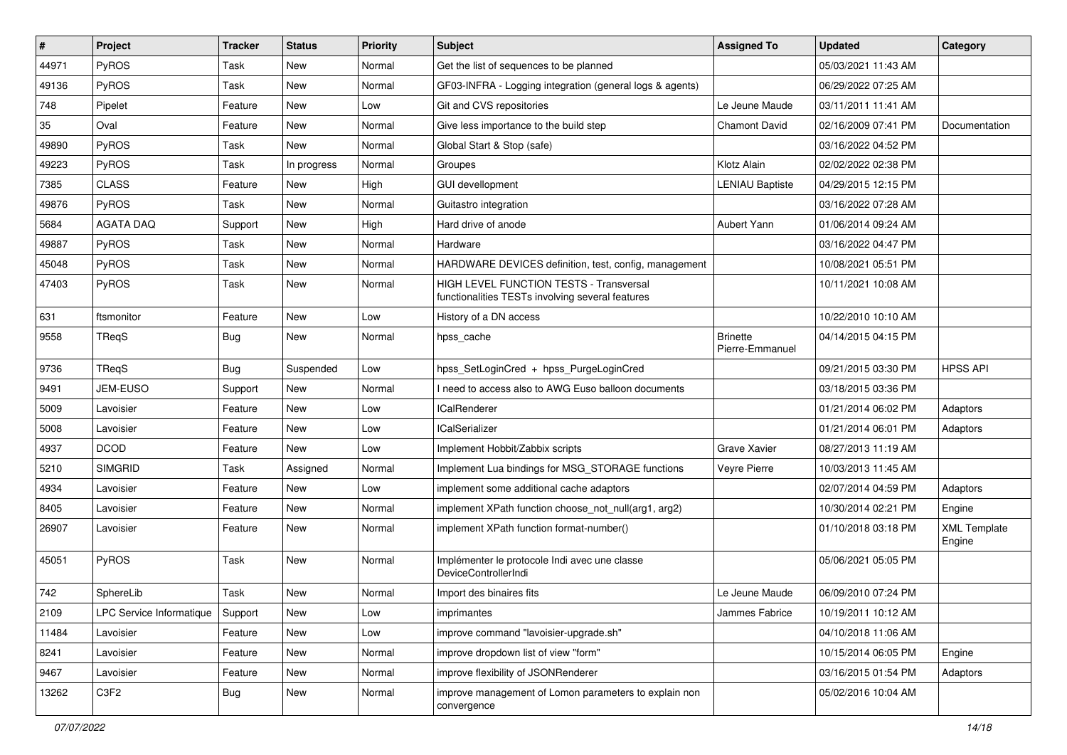| # | Project | Tracker | Status | Priority | Subject | Assigned To | Updated | Category |
|---|---|---|---|---|---|---|---|---|
| 44971 | PyROS | Task | New | Normal | Get the list of sequences to be planned | | 05/03/2021 11:43 AM | |
| 49136 | PyROS | Task | New | Normal | GF03-INFRA - Logging integration (general logs & agents) | | 06/29/2022 07:25 AM | |
| 748 | Pipelet | Feature | New | Low | Git and CVS repositories | Le Jeune Maude | 03/11/2011 11:41 AM | |
| 35 | Oval | Feature | New | Normal | Give less importance to the build step | Chamont David | 02/16/2009 07:41 PM | Documentation |
| 49890 | PyROS | Task | New | Normal | Global Start & Stop (safe) | | 03/16/2022 04:52 PM | |
| 49223 | PyROS | Task | In progress | Normal | Groupes | Klotz Alain | 02/02/2022 02:38 PM | |
| 7385 | CLASS | Feature | New | High | GUI devellopment | LENIAU Baptiste | 04/29/2015 12:15 PM | |
| 49876 | PyROS | Task | New | Normal | Guitastro integration | | 03/16/2022 07:28 AM | |
| 5684 | AGATA DAQ | Support | New | High | Hard drive of anode | Aubert Yann | 01/06/2014 09:24 AM | |
| 49887 | PyROS | Task | New | Normal | Hardware | | 03/16/2022 04:47 PM | |
| 45048 | PyROS | Task | New | Normal | HARDWARE DEVICES definition, test, config, management | | 10/08/2021 05:51 PM | |
| 47403 | PyROS | Task | New | Normal | HIGH LEVEL FUNCTION TESTS - Transversal functionalities TESTs involving several features | | 10/11/2021 10:08 AM | |
| 631 | ftsmonitor | Feature | New | Low | History of a DN access | | 10/22/2010 10:10 AM | |
| 9558 | TReqS | Bug | New | Normal | hpss_cache | Brinette Pierre-Emmanuel | 04/14/2015 04:15 PM | |
| 9736 | TReqS | Bug | Suspended | Low | hpss_SetLoginCred + hpss_PurgeLoginCred | | 09/21/2015 03:30 PM | HPSS API |
| 9491 | JEM-EUSO | Support | New | Normal | I need to access also to AWG Euso balloon documents | | 03/18/2015 03:36 PM | |
| 5009 | Lavoisier | Feature | New | Low | ICalRenderer | | 01/21/2014 06:02 PM | Adaptors |
| 5008 | Lavoisier | Feature | New | Low | ICalSerializer | | 01/21/2014 06:01 PM | Adaptors |
| 4937 | DCOD | Feature | New | Low | Implement Hobbit/Zabbix scripts | Grave Xavier | 08/27/2013 11:19 AM | |
| 5210 | SIMGRID | Task | Assigned | Normal | Implement Lua bindings for MSG_STORAGE functions | Veyre Pierre | 10/03/2013 11:45 AM | |
| 4934 | Lavoisier | Feature | New | Low | implement some additional cache adaptors | | 02/07/2014 04:59 PM | Adaptors |
| 8405 | Lavoisier | Feature | New | Normal | implement XPath function choose_not_null(arg1, arg2) | | 10/30/2014 02:21 PM | Engine |
| 26907 | Lavoisier | Feature | New | Normal | implement XPath function format-number() | | 01/10/2018 03:18 PM | XML Template Engine |
| 45051 | PyROS | Task | New | Normal | Implémenter le protocole Indi avec une classe DeviceControllerIndi | | 05/06/2021 05:05 PM | |
| 742 | SphereLib | Task | New | Normal | Import des binaires fits | Le Jeune Maude | 06/09/2010 07:24 PM | |
| 2109 | LPC Service Informatique | Support | New | Low | imprimantes | Jammes Fabrice | 10/19/2011 10:12 AM | |
| 11484 | Lavoisier | Feature | New | Low | improve command "lavoisier-upgrade.sh" | | 04/10/2018 11:06 AM | |
| 8241 | Lavoisier | Feature | New | Normal | improve dropdown list of view "form" | | 10/15/2014 06:05 PM | Engine |
| 9467 | Lavoisier | Feature | New | Normal | improve flexibility of JSONRenderer | | 03/16/2015 01:54 PM | Adaptors |
| 13262 | C3F2 | Bug | New | Normal | improve management of Lomon parameters to explain non convergence | | 05/02/2016 10:04 AM | |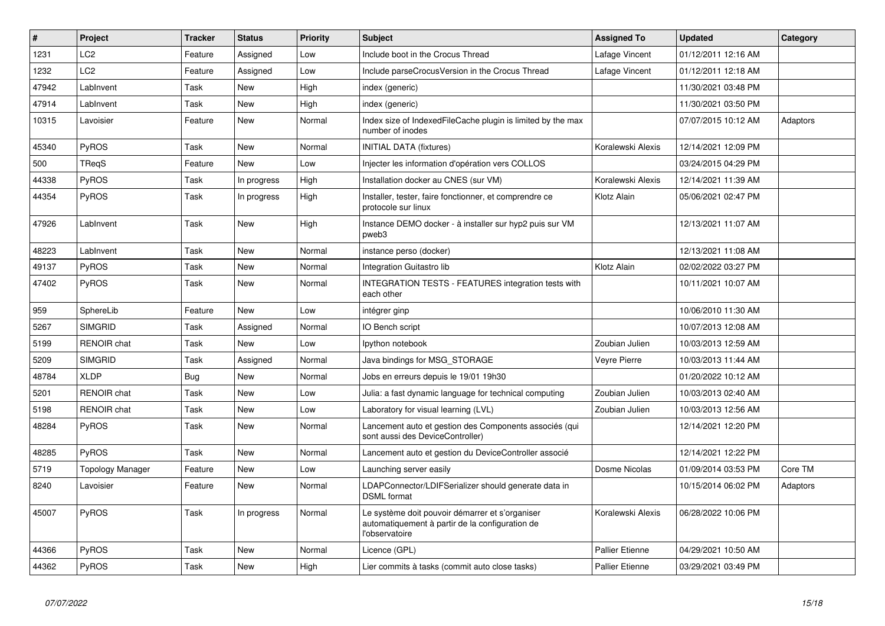| # | Project | Tracker | Status | Priority | Subject | Assigned To | Updated | Category |
|---|---|---|---|---|---|---|---|---|
| 1231 | LC2 | Feature | Assigned | Low | Include boot in the Crocus Thread | Lafage Vincent | 01/12/2011 12:16 AM | |
| 1232 | LC2 | Feature | Assigned | Low | Include parseCrocusVersion in the Crocus Thread | Lafage Vincent | 01/12/2011 12:18 AM | |
| 47942 | LabInvent | Task | New | High | index (generic) | | 11/30/2021 03:48 PM | |
| 47914 | LabInvent | Task | New | High | index (generic) | | 11/30/2021 03:50 PM | |
| 10315 | Lavoisier | Feature | New | Normal | Index size of IndexedFileCache plugin is limited by the max number of inodes | | 07/07/2015 10:12 AM | Adaptors |
| 45340 | PyROS | Task | New | Normal | INITIAL DATA (fixtures) | Koralewski Alexis | 12/14/2021 12:09 PM | |
| 500 | TReqS | Feature | New | Low | Injecter les information d'opération vers COLLOS | | 03/24/2015 04:29 PM | |
| 44338 | PyROS | Task | In progress | High | Installation docker au CNES (sur VM) | Koralewski Alexis | 12/14/2021 11:39 AM | |
| 44354 | PyROS | Task | In progress | High | Installer, tester, faire fonctionner, et comprendre ce protocole sur linux | Klotz Alain | 05/06/2021 02:47 PM | |
| 47926 | LabInvent | Task | New | High | Instance DEMO docker - à installer sur hyp2 puis sur VM pweb3 | | 12/13/2021 11:07 AM | |
| 48223 | LabInvent | Task | New | Normal | instance perso (docker) | | 12/13/2021 11:08 AM | |
| 49137 | PyROS | Task | New | Normal | Integration Guitastro lib | Klotz Alain | 02/02/2022 03:27 PM | |
| 47402 | PyROS | Task | New | Normal | INTEGRATION TESTS - FEATURES integration tests with each other | | 10/11/2021 10:07 AM | |
| 959 | SphereLib | Feature | New | Low | intégrer ginp | | 10/06/2010 11:30 AM | |
| 5267 | SIMGRID | Task | Assigned | Normal | IO Bench script | | 10/07/2013 12:08 AM | |
| 5199 | RENOIR chat | Task | New | Low | Ipython notebook | Zoubian Julien | 10/03/2013 12:59 AM | |
| 5209 | SIMGRID | Task | Assigned | Normal | Java bindings for MSG_STORAGE | Veyre Pierre | 10/03/2013 11:44 AM | |
| 48784 | XLDP | Bug | New | Normal | Jobs en erreurs depuis le 19/01 19h30 | | 01/20/2022 10:12 AM | |
| 5201 | RENOIR chat | Task | New | Low | Julia: a fast dynamic language for technical computing | Zoubian Julien | 10/03/2013 02:40 AM | |
| 5198 | RENOIR chat | Task | New | Low | Laboratory for visual learning (LVL) | Zoubian Julien | 10/03/2013 12:56 AM | |
| 48284 | PyROS | Task | New | Normal | Lancement auto et gestion des Components associés (qui sont aussi des DeviceController) | | 12/14/2021 12:20 PM | |
| 48285 | PyROS | Task | New | Normal | Lancement auto et gestion du DeviceController associé | | 12/14/2021 12:22 PM | |
| 5719 | Topology Manager | Feature | New | Low | Launching server easily | Dosme Nicolas | 01/09/2014 03:53 PM | Core TM |
| 8240 | Lavoisier | Feature | New | Normal | LDAPConnector/LDIFSerializer should generate data in DSML format | | 10/15/2014 06:02 PM | Adaptors |
| 45007 | PyROS | Task | In progress | Normal | Le système doit pouvoir démarrer et s'organiser automatiquement à partir de la configuration de l'observatoire | Koralewski Alexis | 06/28/2022 10:06 PM | |
| 44366 | PyROS | Task | New | Normal | Licence (GPL) | Pallier Etienne | 04/29/2021 10:50 AM | |
| 44362 | PyROS | Task | New | High | Lier commits à tasks (commit auto close tasks) | Pallier Etienne | 03/29/2021 03:49 PM | |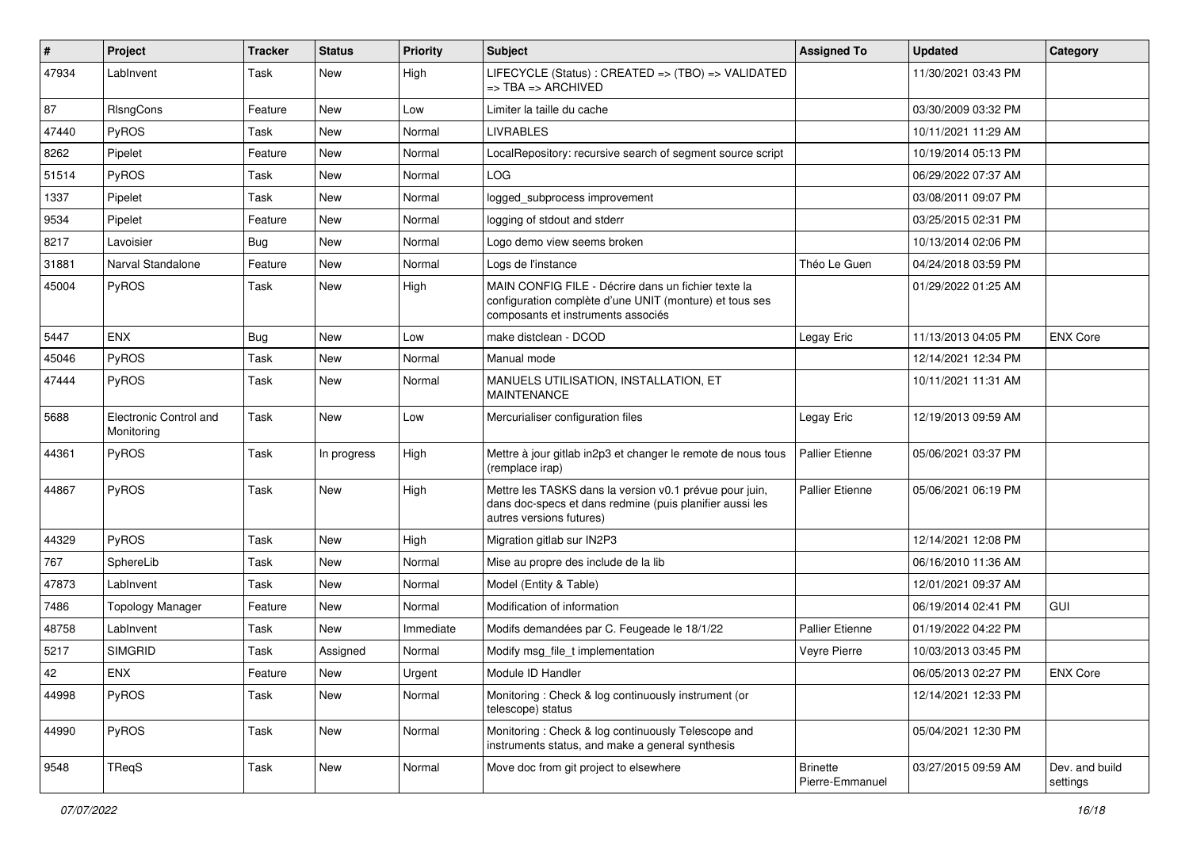| # | Project | Tracker | Status | Priority | Subject | Assigned To | Updated | Category |
|---|---|---|---|---|---|---|---|---|
| 47934 | LabInvent | Task | New | High | LIFECYCLE (Status) : CREATED => (TBO) => VALIDATED => TBA => ARCHIVED | | 11/30/2021 03:43 PM | |
| 87 | RlsngCons | Feature | New | Low | Limiter la taille du cache | | 03/30/2009 03:32 PM | |
| 47440 | PyROS | Task | New | Normal | LIVRABLES | | 10/11/2021 11:29 AM | |
| 8262 | Pipelet | Feature | New | Normal | LocalRepository: recursive search of segment source script | | 10/19/2014 05:13 PM | |
| 51514 | PyROS | Task | New | Normal | LOG | | 06/29/2022 07:37 AM | |
| 1337 | Pipelet | Task | New | Normal | logged_subprocess improvement | | 03/08/2011 09:07 PM | |
| 9534 | Pipelet | Feature | New | Normal | logging of stdout and stderr | | 03/25/2015 02:31 PM | |
| 8217 | Lavoisier | Bug | New | Normal | Logo demo view seems broken | | 10/13/2014 02:06 PM | |
| 31881 | Narval Standalone | Feature | New | Normal | Logs de l'instance | Théo Le Guen | 04/24/2018 03:59 PM | |
| 45004 | PyROS | Task | New | High | MAIN CONFIG FILE - Décrire dans un fichier texte la configuration complète d'une UNIT (monture) et tous ses composants et instruments associés | | 01/29/2022 01:25 AM | |
| 5447 | ENX | Bug | New | Low | make distclean - DCOD | Legay Eric | 11/13/2013 04:05 PM | ENX Core |
| 45046 | PyROS | Task | New | Normal | Manual mode | | 12/14/2021 12:34 PM | |
| 47444 | PyROS | Task | New | Normal | MANUELS UTILISATION, INSTALLATION, ET MAINTENANCE | | 10/11/2021 11:31 AM | |
| 5688 | Electronic Control and Monitoring | Task | New | Low | Mercurialiser configuration files | Legay Eric | 12/19/2013 09:59 AM | |
| 44361 | PyROS | Task | In progress | High | Mettre à jour gitlab in2p3 et changer le remote de nous tous (remplace irap) | Pallier Etienne | 05/06/2021 03:37 PM | |
| 44867 | PyROS | Task | New | High | Mettre les TASKS dans la version v0.1 prévue pour juin, dans doc-specs et dans redmine (puis planifier aussi les autres versions futures) | Pallier Etienne | 05/06/2021 06:19 PM | |
| 44329 | PyROS | Task | New | High | Migration gitlab sur IN2P3 | | 12/14/2021 12:08 PM | |
| 767 | SphereLib | Task | New | Normal | Mise au propre des include de la lib | | 06/16/2010 11:36 AM | |
| 47873 | LabInvent | Task | New | Normal | Model (Entity & Table) | | 12/01/2021 09:37 AM | |
| 7486 | Topology Manager | Feature | New | Normal | Modification of information | | 06/19/2014 02:41 PM | GUI |
| 48758 | LabInvent | Task | New | Immediate | Modifs demandées par C. Feugeade le 18/1/22 | Pallier Etienne | 01/19/2022 04:22 PM | |
| 5217 | SIMGRID | Task | Assigned | Normal | Modify msg_file_t implementation | Veyre Pierre | 10/03/2013 03:45 PM | |
| 42 | ENX | Feature | New | Urgent | Module ID Handler | | 06/05/2013 02:27 PM | ENX Core |
| 44998 | PyROS | Task | New | Normal | Monitoring : Check & log continuously instrument (or telescope) status | | 12/14/2021 12:33 PM | |
| 44990 | PyROS | Task | New | Normal | Monitoring : Check & log continuously Telescope and instruments status, and make a general synthesis | | 05/04/2021 12:30 PM | |
| 9548 | TReqS | Task | New | Normal | Move doc from git project to elsewhere | Brinette Pierre-Emmanuel | 03/27/2015 09:59 AM | Dev. and build settings |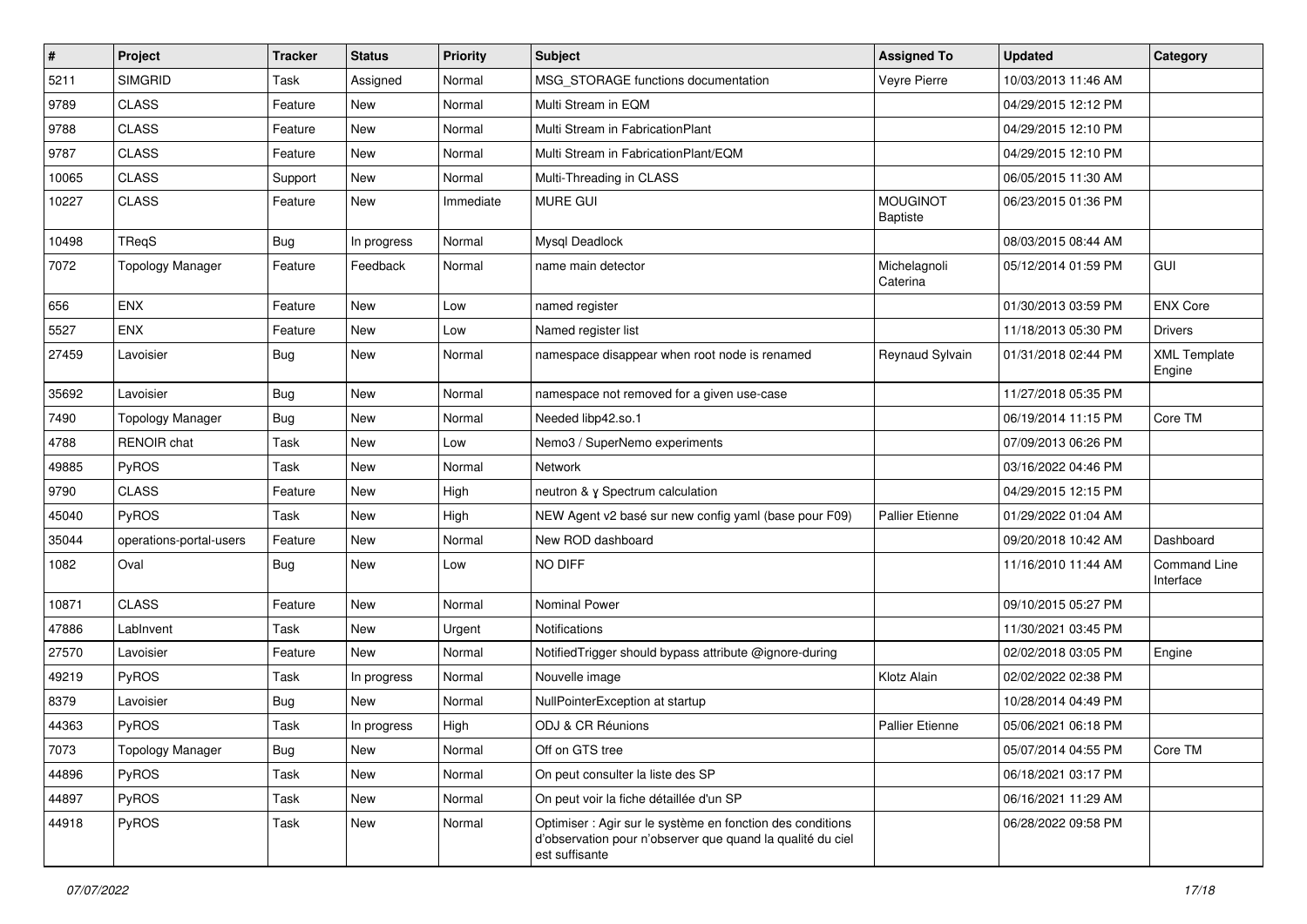| # | Project | Tracker | Status | Priority | Subject | Assigned To | Updated | Category |
|---|---|---|---|---|---|---|---|---|
| 5211 | SIMGRID | Task | Assigned | Normal | MSG_STORAGE functions documentation | Veyre Pierre | 10/03/2013 11:46 AM | |
| 9789 | CLASS | Feature | New | Normal | Multi Stream in EQM | | 04/29/2015 12:12 PM | |
| 9788 | CLASS | Feature | New | Normal | Multi Stream in FabricationPlant | | 04/29/2015 12:10 PM | |
| 9787 | CLASS | Feature | New | Normal | Multi Stream in FabricationPlant/EQM | | 04/29/2015 12:10 PM | |
| 10065 | CLASS | Support | New | Normal | Multi-Threading in CLASS | | 06/05/2015 11:30 AM | |
| 10227 | CLASS | Feature | New | Immediate | MURE GUI | MOUGINOT Baptiste | 06/23/2015 01:36 PM | |
| 10498 | TReqS | Bug | In progress | Normal | Mysql Deadlock | | 08/03/2015 08:44 AM | |
| 7072 | Topology Manager | Feature | Feedback | Normal | name main detector | Michelagnoli Caterina | 05/12/2014 01:59 PM | GUI |
| 656 | ENX | Feature | New | Low | named register | | 01/30/2013 03:59 PM | ENX Core |
| 5527 | ENX | Feature | New | Low | Named register list | | 11/18/2013 05:30 PM | Drivers |
| 27459 | Lavoisier | Bug | New | Normal | namespace disappear when root node is renamed | Reynaud Sylvain | 01/31/2018 02:44 PM | XML Template Engine |
| 35692 | Lavoisier | Bug | New | Normal | namespace not removed for a given use-case | | 11/27/2018 05:35 PM | |
| 7490 | Topology Manager | Bug | New | Normal | Needed libp42.so.1 | | 06/19/2014 11:15 PM | Core TM |
| 4788 | RENOIR chat | Task | New | Low | Nemo3 / SuperNemo experiments | | 07/09/2013 06:26 PM | |
| 49885 | PyROS | Task | New | Normal | Network | | 03/16/2022 04:46 PM | |
| 9790 | CLASS | Feature | New | High | neutron & γ Spectrum calculation | | 04/29/2015 12:15 PM | |
| 45040 | PyROS | Task | New | High | NEW Agent v2 basé sur new config yaml (base pour F09) | Pallier Etienne | 01/29/2022 01:04 AM | |
| 35044 | operations-portal-users | Feature | New | Normal | New ROD dashboard | | 09/20/2018 10:42 AM | Dashboard |
| 1082 | Oval | Bug | New | Low | NO DIFF | | 11/16/2010 11:44 AM | Command Line Interface |
| 10871 | CLASS | Feature | New | Normal | Nominal Power | | 09/10/2015 05:27 PM | |
| 47886 | LabInvent | Task | New | Urgent | Notifications | | 11/30/2021 03:45 PM | |
| 27570 | Lavoisier | Feature | New | Normal | NotifiedTrigger should bypass attribute @ignore-during | | 02/02/2018 03:05 PM | Engine |
| 49219 | PyROS | Task | In progress | Normal | Nouvelle image | Klotz Alain | 02/02/2022 02:38 PM | |
| 8379 | Lavoisier | Bug | New | Normal | NullPointerException at startup | | 10/28/2014 04:49 PM | |
| 44363 | PyROS | Task | In progress | High | ODJ & CR Réunions | Pallier Etienne | 05/06/2021 06:18 PM | |
| 7073 | Topology Manager | Bug | New | Normal | Off on GTS tree | | 05/07/2014 04:55 PM | Core TM |
| 44896 | PyROS | Task | New | Normal | On peut consulter la liste des SP | | 06/18/2021 03:17 PM | |
| 44897 | PyROS | Task | New | Normal | On peut voir la fiche détaillée d'un SP | | 06/16/2021 11:29 AM | |
| 44918 | PyROS | Task | New | Normal | Optimiser : Agir sur le système en fonction des conditions d'observation pour n'observer que quand la qualité du ciel est suffisante | | 06/28/2022 09:58 PM | |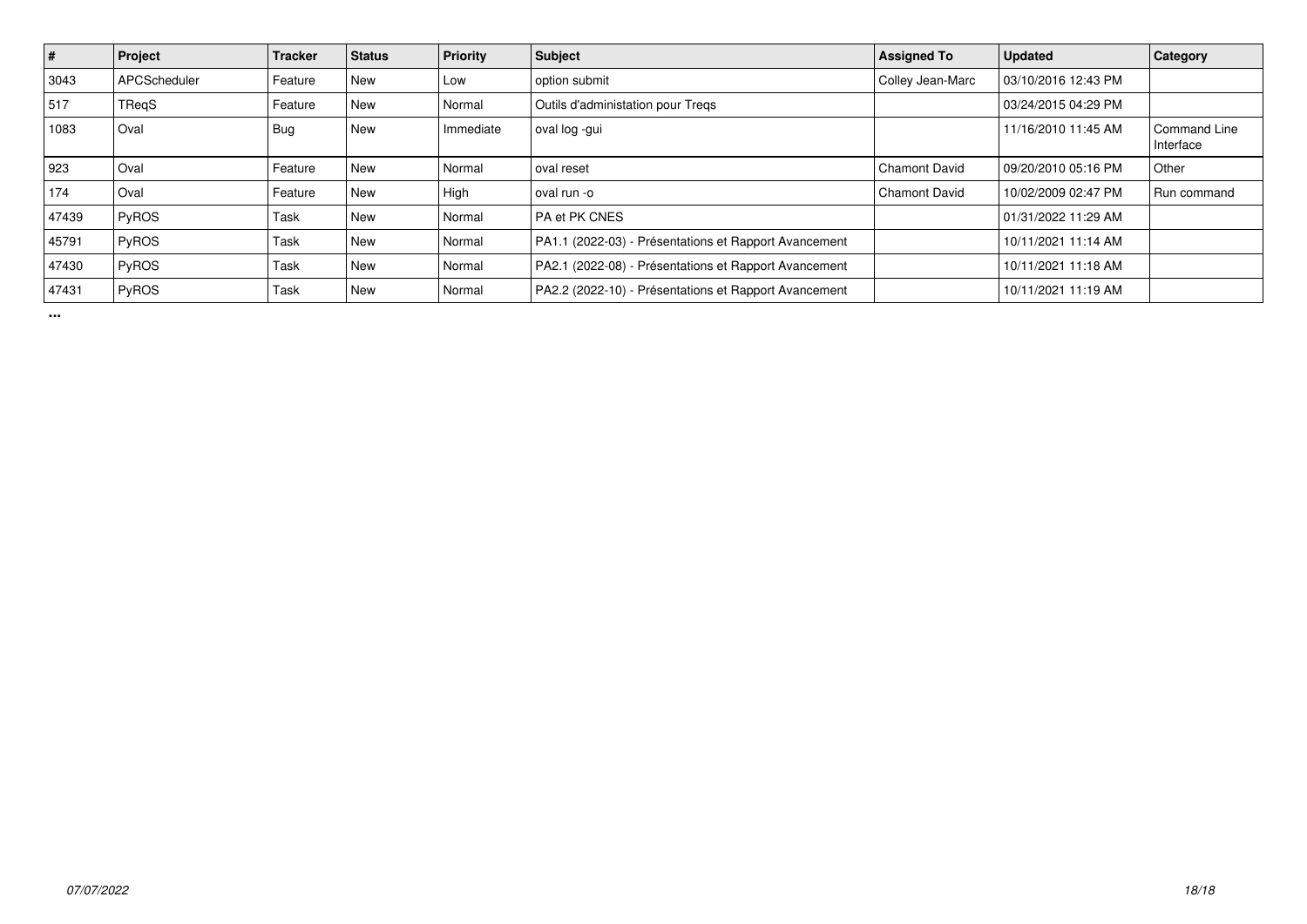| # | Project | Tracker | Status | Priority | Subject | Assigned To | Updated | Category |
|---|---|---|---|---|---|---|---|---|
| 3043 | APCScheduler | Feature | New | Low | option submit | Colley Jean-Marc | 03/10/2016 12:43 PM | |
| 517 | TReqS | Feature | New | Normal | Outils d'administation pour Treqs | | 03/24/2015 04:29 PM | |
| 1083 | Oval | Bug | New | Immediate | oval log -gui | | 11/16/2010 11:45 AM | Command Line Interface |
| 923 | Oval | Feature | New | Normal | oval reset | Chamont David | 09/20/2010 05:16 PM | Other |
| 174 | Oval | Feature | New | High | oval run -o | Chamont David | 10/02/2009 02:47 PM | Run command |
| 47439 | PyROS | Task | New | Normal | PA et PK CNES | | 01/31/2022 11:29 AM | |
| 45791 | PyROS | Task | New | Normal | PA1.1 (2022-03) - Présentations et Rapport Avancement | | 10/11/2021 11:14 AM | |
| 47430 | PyROS | Task | New | Normal | PA2.1 (2022-08) - Présentations et Rapport Avancement | | 10/11/2021 11:18 AM | |
| 47431 | PyROS | Task | New | Normal | PA2.2 (2022-10) - Présentations et Rapport Avancement | | 10/11/2021 11:19 AM | |

...